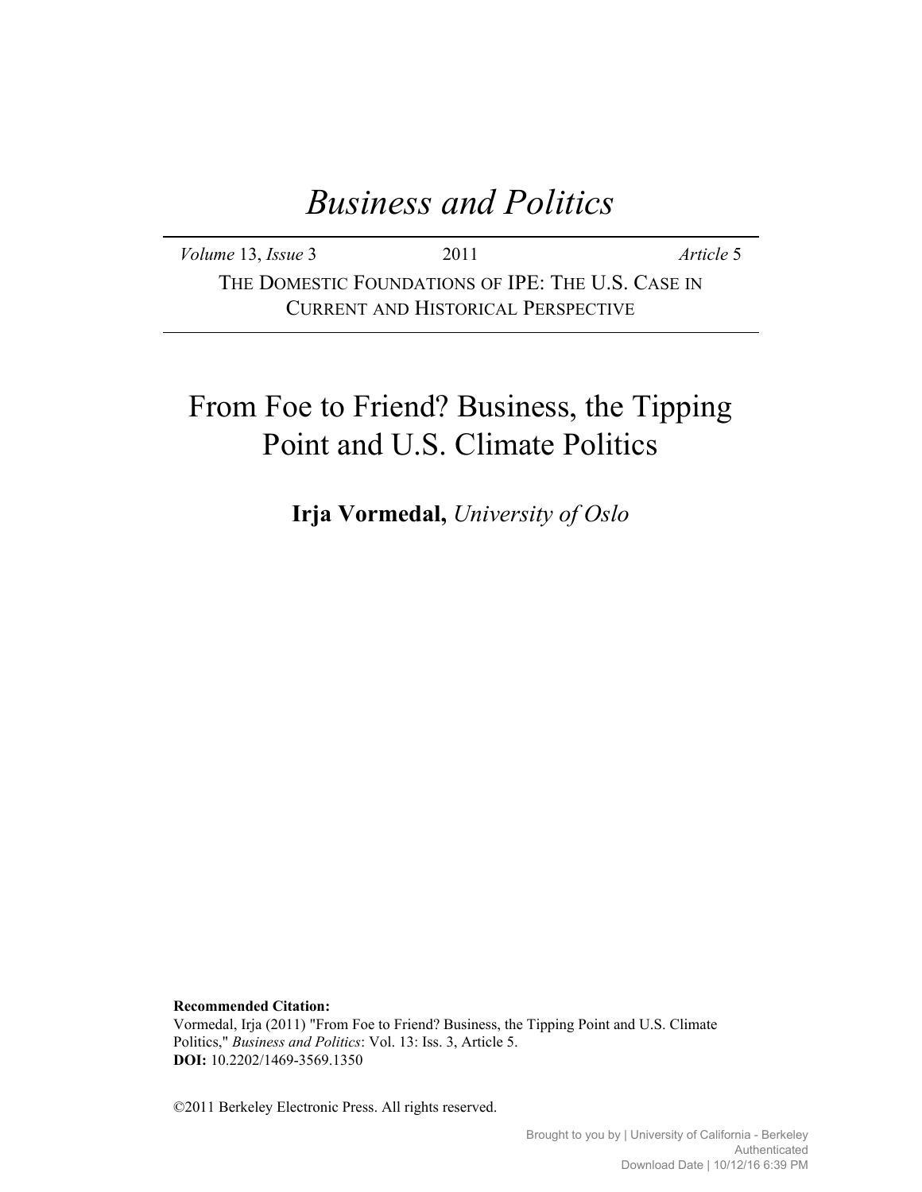# *Business and Politics*

*Volume* 13, *Issue* 3 2011 *Article* 5

THE DOMESTIC FOUNDATIONS OF IPE: THE U.S. CASE IN CURRENT AND HISTORICAL PERSPECTIVE

## From Foe to Friend? Business, the Tipping Point and U.S. Climate Politics

**Irja Vormedal,** *University of Oslo*

**Recommended Citation:**
Vormedal, Irja (2011) "From Foe to Friend? Business, the Tipping Point and U.S. Climate Politics," *Business and Politics*: Vol. 13: Iss. 3, Article 5.
**DOI:** 10.2202/1469-3569.1350

©2011 Berkeley Electronic Press. All rights reserved.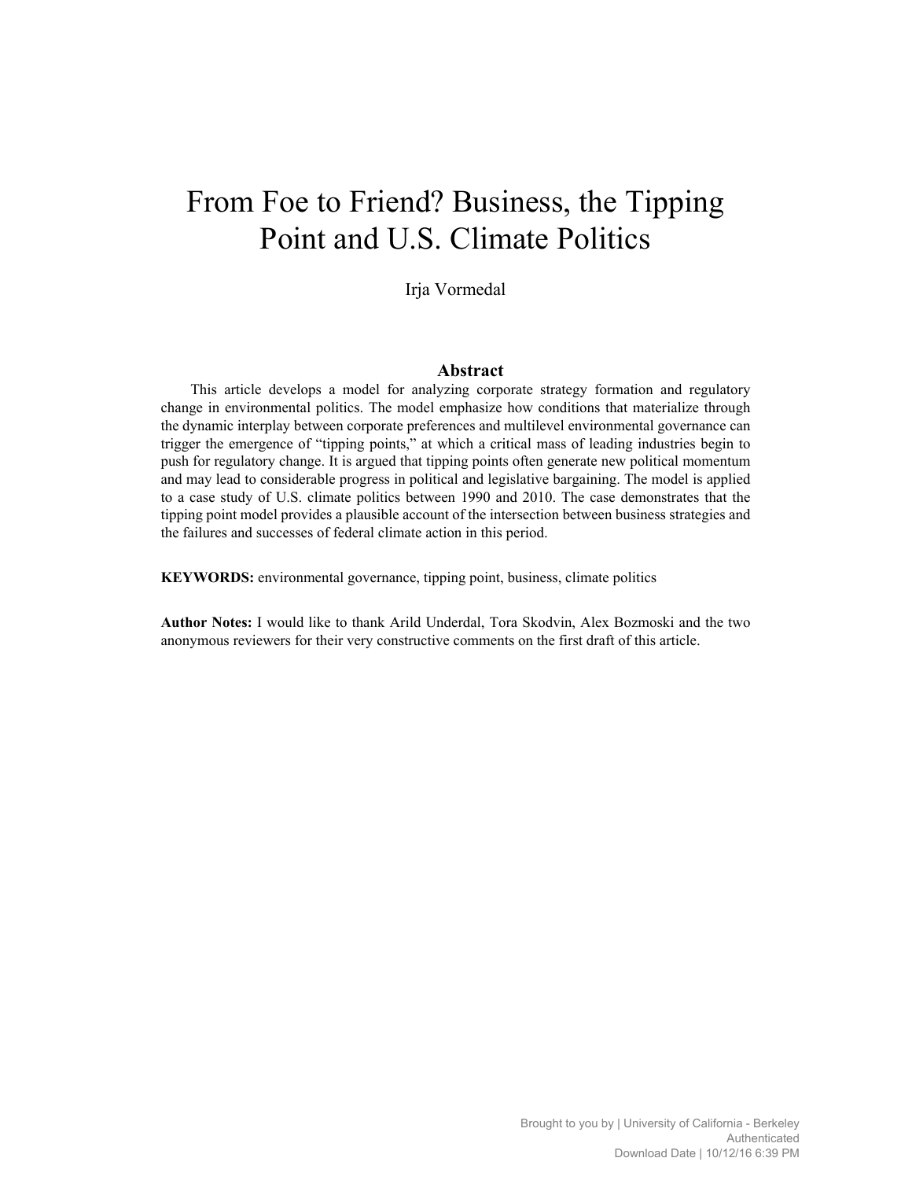# From Foe to Friend? Business, the Tipping Point and U.S. Climate Politics

Irja Vormedal

## Abstract

This article develops a model for analyzing corporate strategy formation and regulatory change in environmental politics. The model emphasize how conditions that materialize through the dynamic interplay between corporate preferences and multilevel environmental governance can trigger the emergence of "tipping points," at which a critical mass of leading industries begin to push for regulatory change. It is argued that tipping points often generate new political momentum and may lead to considerable progress in political and legislative bargaining. The model is applied to a case study of U.S. climate politics between 1990 and 2010. The case demonstrates that the tipping point model provides a plausible account of the intersection between business strategies and the failures and successes of federal climate action in this period.

**KEYWORDS:** environmental governance, tipping point, business, climate politics

**Author Notes:** I would like to thank Arild Underdal, Tora Skodvin, Alex Bozmoski and the two anonymous reviewers for their very constructive comments on the first draft of this article.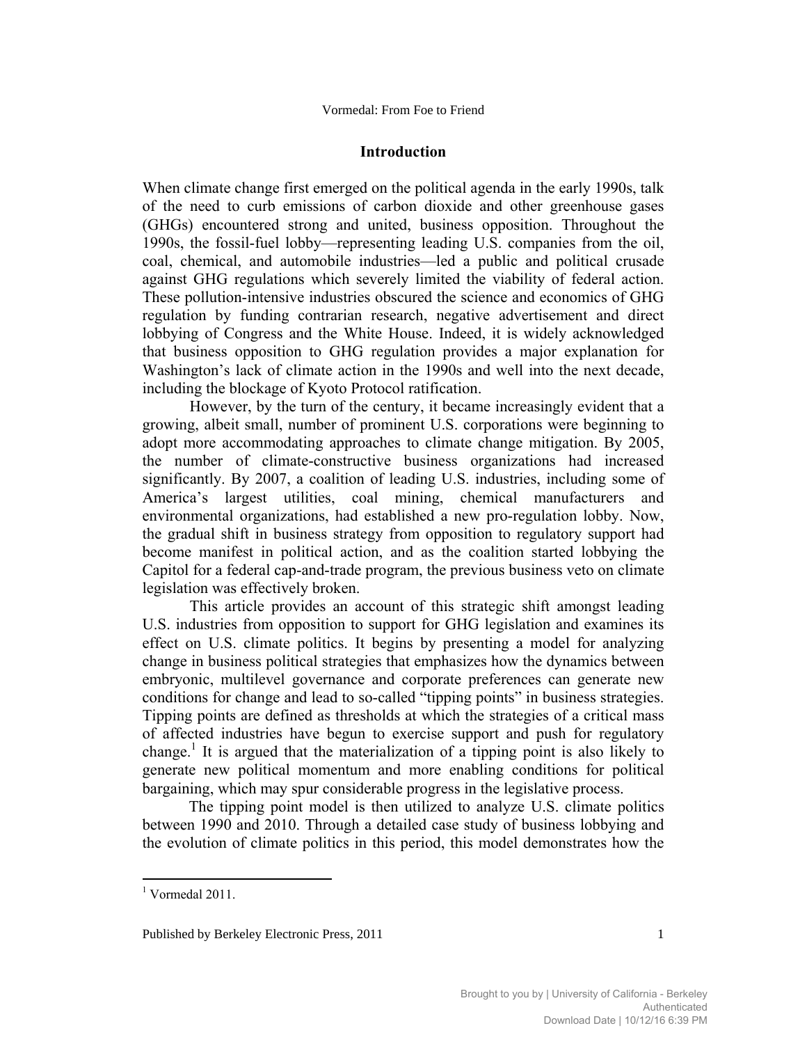## Introduction

When climate change first emerged on the political agenda in the early 1990s, talk of the need to curb emissions of carbon dioxide and other greenhouse gases (GHGs) encountered strong and united, business opposition. Throughout the 1990s, the fossil-fuel lobby—representing leading U.S. companies from the oil, coal, chemical, and automobile industries—led a public and political crusade against GHG regulations which severely limited the viability of federal action. These pollution-intensive industries obscured the science and economics of GHG regulation by funding contrarian research, negative advertisement and direct lobbying of Congress and the White House. Indeed, it is widely acknowledged that business opposition to GHG regulation provides a major explanation for Washington's lack of climate action in the 1990s and well into the next decade, including the blockage of Kyoto Protocol ratification.

However, by the turn of the century, it became increasingly evident that a growing, albeit small, number of prominent U.S. corporations were beginning to adopt more accommodating approaches to climate change mitigation. By 2005, the number of climate-constructive business organizations had increased significantly. By 2007, a coalition of leading U.S. industries, including some of America's largest utilities, coal mining, chemical manufacturers and environmental organizations, had established a new pro-regulation lobby. Now, the gradual shift in business strategy from opposition to regulatory support had become manifest in political action, and as the coalition started lobbying the Capitol for a federal cap-and-trade program, the previous business veto on climate legislation was effectively broken.

This article provides an account of this strategic shift amongst leading U.S. industries from opposition to support for GHG legislation and examines its effect on U.S. climate politics. It begins by presenting a model for analyzing change in business political strategies that emphasizes how the dynamics between embryonic, multilevel governance and corporate preferences can generate new conditions for change and lead to so-called "tipping points" in business strategies. Tipping points are defined as thresholds at which the strategies of a critical mass of affected industries have begun to exercise support and push for regulatory change.[1] It is argued that the materialization of a tipping point is also likely to generate new political momentum and more enabling conditions for political bargaining, which may spur considerable progress in the legislative process.

The tipping point model is then utilized to analyze U.S. climate politics between 1990 and 2010. Through a detailed case study of business lobbying and the evolution of climate politics in this period, this model demonstrates how the

[1] Vormedal 2011.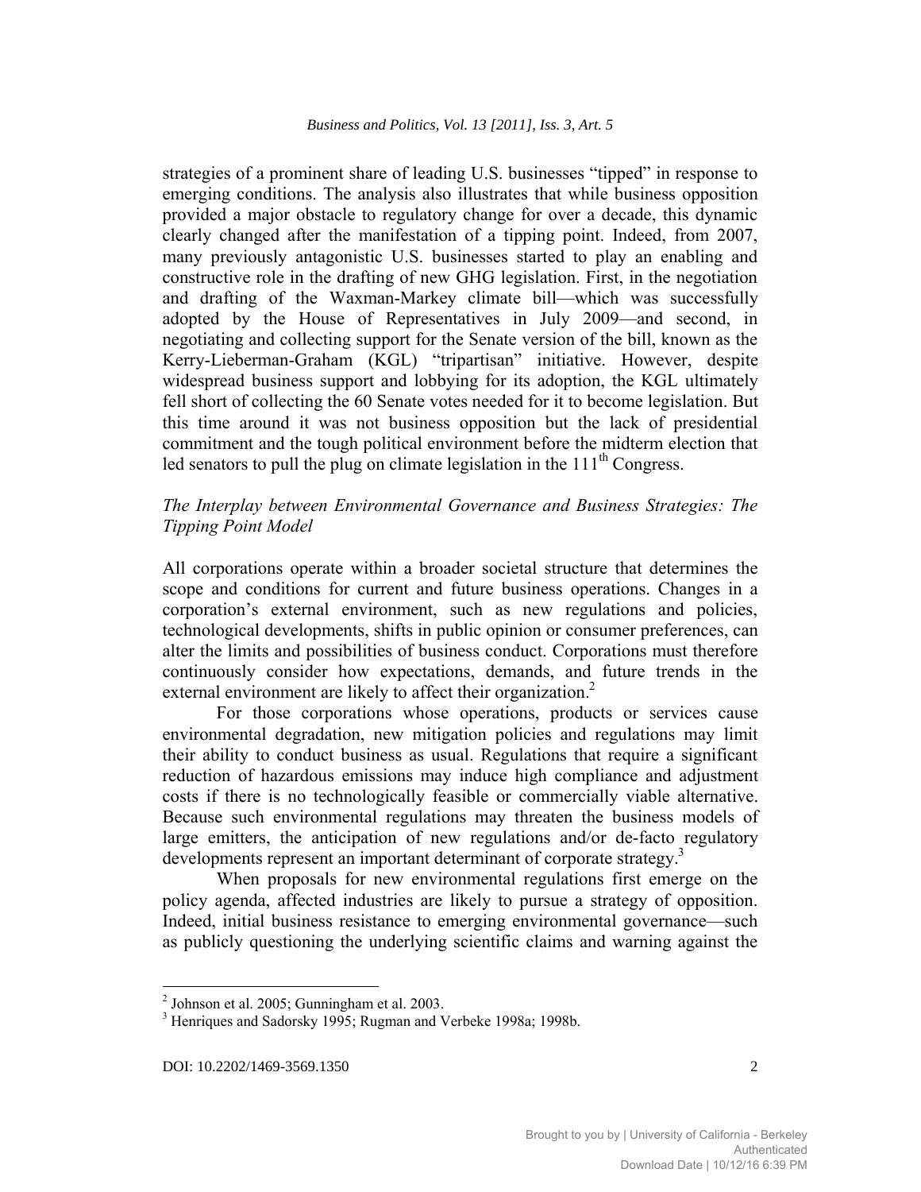strategies of a prominent share of leading U.S. businesses "tipped" in response to emerging conditions. The analysis also illustrates that while business opposition provided a major obstacle to regulatory change for over a decade, this dynamic clearly changed after the manifestation of a tipping point. Indeed, from 2007, many previously antagonistic U.S. businesses started to play an enabling and constructive role in the drafting of new GHG legislation. First, in the negotiation and drafting of the Waxman-Markey climate bill—which was successfully adopted by the House of Representatives in July 2009—and second, in negotiating and collecting support for the Senate version of the bill, known as the Kerry-Lieberman-Graham (KGL) "tripartisan" initiative. However, despite widespread business support and lobbying for its adoption, the KGL ultimately fell short of collecting the 60 Senate votes needed for it to become legislation. But this time around it was not business opposition but the lack of presidential commitment and the tough political environment before the midterm election that led senators to pull the plug on climate legislation in the 111th Congress.

### *The Interplay between Environmental Governance and Business Strategies: The Tipping Point Model*

All corporations operate within a broader societal structure that determines the scope and conditions for current and future business operations. Changes in a corporation's external environment, such as new regulations and policies, technological developments, shifts in public opinion or consumer preferences, can alter the limits and possibilities of business conduct. Corporations must therefore continuously consider how expectations, demands, and future trends in the external environment are likely to affect their organization.[2]

For those corporations whose operations, products or services cause environmental degradation, new mitigation policies and regulations may limit their ability to conduct business as usual. Regulations that require a significant reduction of hazardous emissions may induce high compliance and adjustment costs if there is no technologically feasible or commercially viable alternative. Because such environmental regulations may threaten the business models of large emitters, the anticipation of new regulations and/or de-facto regulatory developments represent an important determinant of corporate strategy.[3]

When proposals for new environmental regulations first emerge on the policy agenda, affected industries are likely to pursue a strategy of opposition. Indeed, initial business resistance to emerging environmental governance—such as publicly questioning the underlying scientific claims and warning against the

---

[2] Johnson et al. 2005; Gunningham et al. 2003.

[3] Henriques and Sadorsky 1995; Rugman and Verbeke 1998a; 1998b.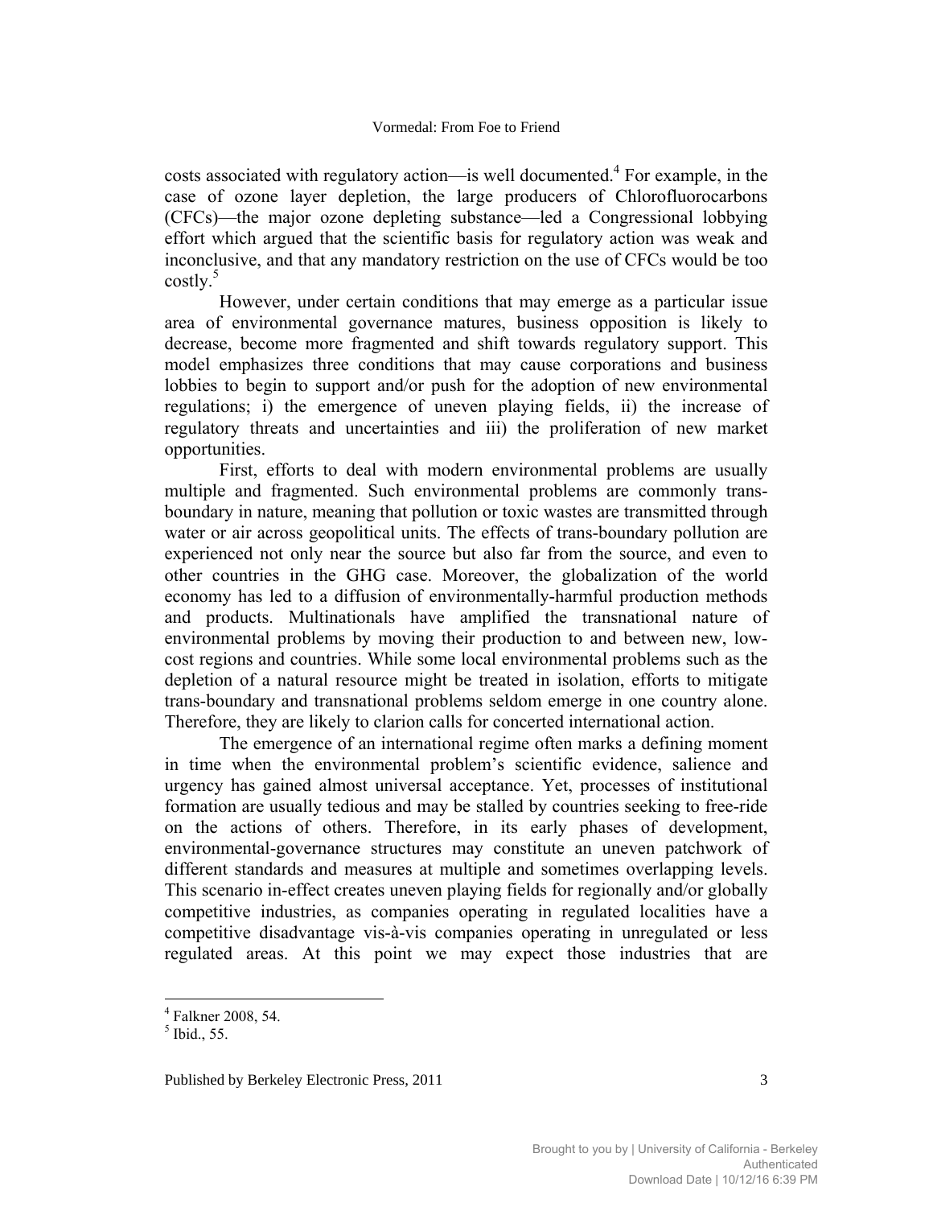costs associated with regulatory action—is well documented.[4] For example, in the case of ozone layer depletion, the large producers of Chlorofluorocarbons (CFCs)—the major ozone depleting substance—led a Congressional lobbying effort which argued that the scientific basis for regulatory action was weak and inconclusive, and that any mandatory restriction on the use of CFCs would be too costly.[5]

However, under certain conditions that may emerge as a particular issue area of environmental governance matures, business opposition is likely to decrease, become more fragmented and shift towards regulatory support. This model emphasizes three conditions that may cause corporations and business lobbies to begin to support and/or push for the adoption of new environmental regulations; i) the emergence of uneven playing fields, ii) the increase of regulatory threats and uncertainties and iii) the proliferation of new market opportunities.

First, efforts to deal with modern environmental problems are usually multiple and fragmented. Such environmental problems are commonly trans-boundary in nature, meaning that pollution or toxic wastes are transmitted through water or air across geopolitical units. The effects of trans-boundary pollution are experienced not only near the source but also far from the source, and even to other countries in the GHG case. Moreover, the globalization of the world economy has led to a diffusion of environmentally-harmful production methods and products. Multinationals have amplified the transnational nature of environmental problems by moving their production to and between new, low-cost regions and countries. While some local environmental problems such as the depletion of a natural resource might be treated in isolation, efforts to mitigate trans-boundary and transnational problems seldom emerge in one country alone. Therefore, they are likely to clarion calls for concerted international action.

The emergence of an international regime often marks a defining moment in time when the environmental problem's scientific evidence, salience and urgency has gained almost universal acceptance. Yet, processes of institutional formation are usually tedious and may be stalled by countries seeking to free-ride on the actions of others. Therefore, in its early phases of development, environmental-governance structures may constitute an uneven patchwork of different standards and measures at multiple and sometimes overlapping levels. This scenario in-effect creates uneven playing fields for regionally and/or globally competitive industries, as companies operating in regulated localities have a competitive disadvantage vis-à-vis companies operating in unregulated or less regulated areas. At this point we may expect those industries that are

[4] Falkner 2008, 54.

[5] Ibid., 55.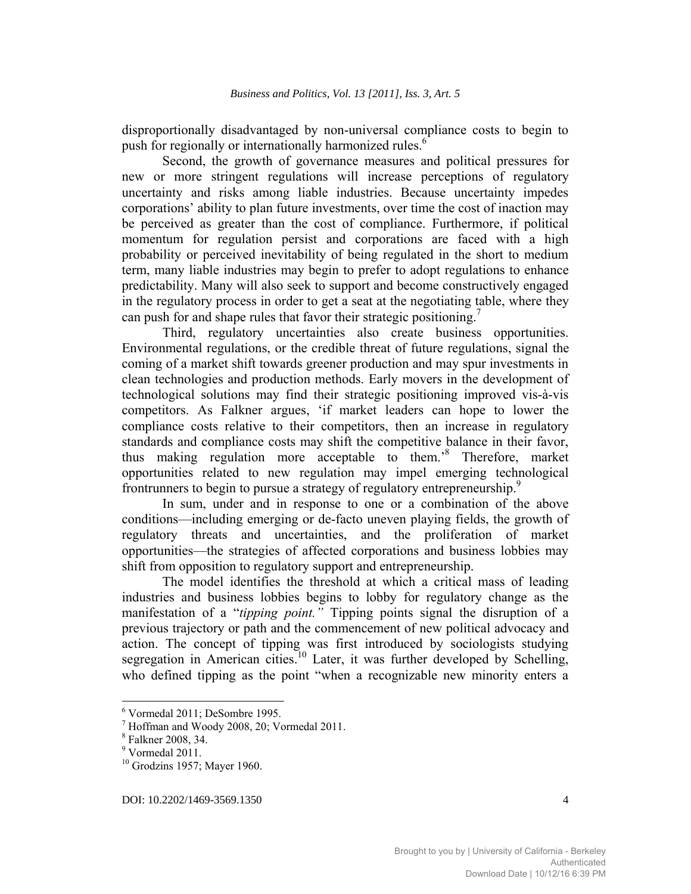disproportionally disadvantaged by non-universal compliance costs to begin to push for regionally or internationally harmonized rules.[6]

Second, the growth of governance measures and political pressures for new or more stringent regulations will increase perceptions of regulatory uncertainty and risks among liable industries. Because uncertainty impedes corporations' ability to plan future investments, over time the cost of inaction may be perceived as greater than the cost of compliance. Furthermore, if political momentum for regulation persist and corporations are faced with a high probability or perceived inevitability of being regulated in the short to medium term, many liable industries may begin to prefer to adopt regulations to enhance predictability. Many will also seek to support and become constructively engaged in the regulatory process in order to get a seat at the negotiating table, where they can push for and shape rules that favor their strategic positioning.[7]

Third, regulatory uncertainties also create business opportunities. Environmental regulations, or the credible threat of future regulations, signal the coming of a market shift towards greener production and may spur investments in clean technologies and production methods. Early movers in the development of technological solutions may find their strategic positioning improved vis-à-vis competitors. As Falkner argues, 'if market leaders can hope to lower the compliance costs relative to their competitors, then an increase in regulatory standards and compliance costs may shift the competitive balance in their favor, thus making regulation more acceptable to them.'[8] Therefore, market opportunities related to new regulation may impel emerging technological frontrunners to begin to pursue a strategy of regulatory entrepreneurship.[9]

In sum, under and in response to one or a combination of the above conditions—including emerging or de-facto uneven playing fields, the growth of regulatory threats and uncertainties, and the proliferation of market opportunities—the strategies of affected corporations and business lobbies may shift from opposition to regulatory support and entrepreneurship.

The model identifies the threshold at which a critical mass of leading industries and business lobbies begins to lobby for regulatory change as the manifestation of a "*tipping point.*" Tipping points signal the disruption of a previous trajectory or path and the commencement of new political advocacy and action. The concept of tipping was first introduced by sociologists studying segregation in American cities.[10] Later, it was further developed by Schelling, who defined tipping as the point "when a recognizable new minority enters a

---

[6] Vormedal 2011; DeSombre 1995.

[7] Hoffman and Woody 2008, 20; Vormedal 2011.

[8] Falkner 2008, 34.

[9] Vormedal 2011.

[10] Grodzins 1957; Mayer 1960.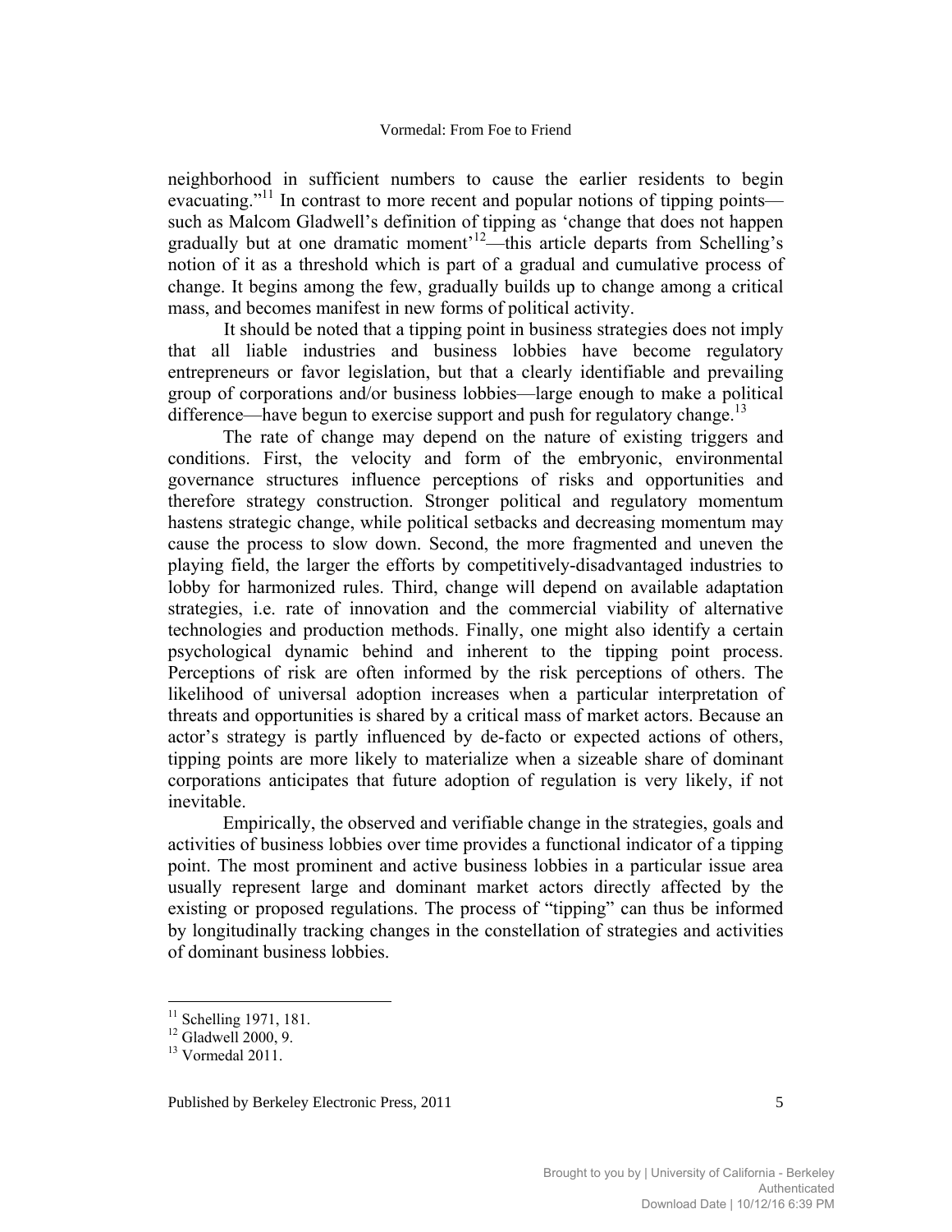neighborhood in sufficient numbers to cause the earlier residents to begin evacuating."[11] In contrast to more recent and popular notions of tipping points—such as Malcom Gladwell's definition of tipping as 'change that does not happen gradually but at one dramatic moment'[12]—this article departs from Schelling's notion of it as a threshold which is part of a gradual and cumulative process of change. It begins among the few, gradually builds up to change among a critical mass, and becomes manifest in new forms of political activity.

It should be noted that a tipping point in business strategies does not imply that all liable industries and business lobbies have become regulatory entrepreneurs or favor legislation, but that a clearly identifiable and prevailing group of corporations and/or business lobbies—large enough to make a political difference—have begun to exercise support and push for regulatory change.[13]

The rate of change may depend on the nature of existing triggers and conditions. First, the velocity and form of the embryonic, environmental governance structures influence perceptions of risks and opportunities and therefore strategy construction. Stronger political and regulatory momentum hastens strategic change, while political setbacks and decreasing momentum may cause the process to slow down. Second, the more fragmented and uneven the playing field, the larger the efforts by competitively-disadvantaged industries to lobby for harmonized rules. Third, change will depend on available adaptation strategies, i.e. rate of innovation and the commercial viability of alternative technologies and production methods. Finally, one might also identify a certain psychological dynamic behind and inherent to the tipping point process. Perceptions of risk are often informed by the risk perceptions of others. The likelihood of universal adoption increases when a particular interpretation of threats and opportunities is shared by a critical mass of market actors. Because an actor's strategy is partly influenced by de-facto or expected actions of others, tipping points are more likely to materialize when a sizeable share of dominant corporations anticipates that future adoption of regulation is very likely, if not inevitable.

Empirically, the observed and verifiable change in the strategies, goals and activities of business lobbies over time provides a functional indicator of a tipping point. The most prominent and active business lobbies in a particular issue area usually represent large and dominant market actors directly affected by the existing or proposed regulations. The process of "tipping" can thus be informed by longitudinally tracking changes in the constellation of strategies and activities of dominant business lobbies.

---

[11] Schelling 1971, 181.
[12] Gladwell 2000, 9.
[13] Vormedal 2011.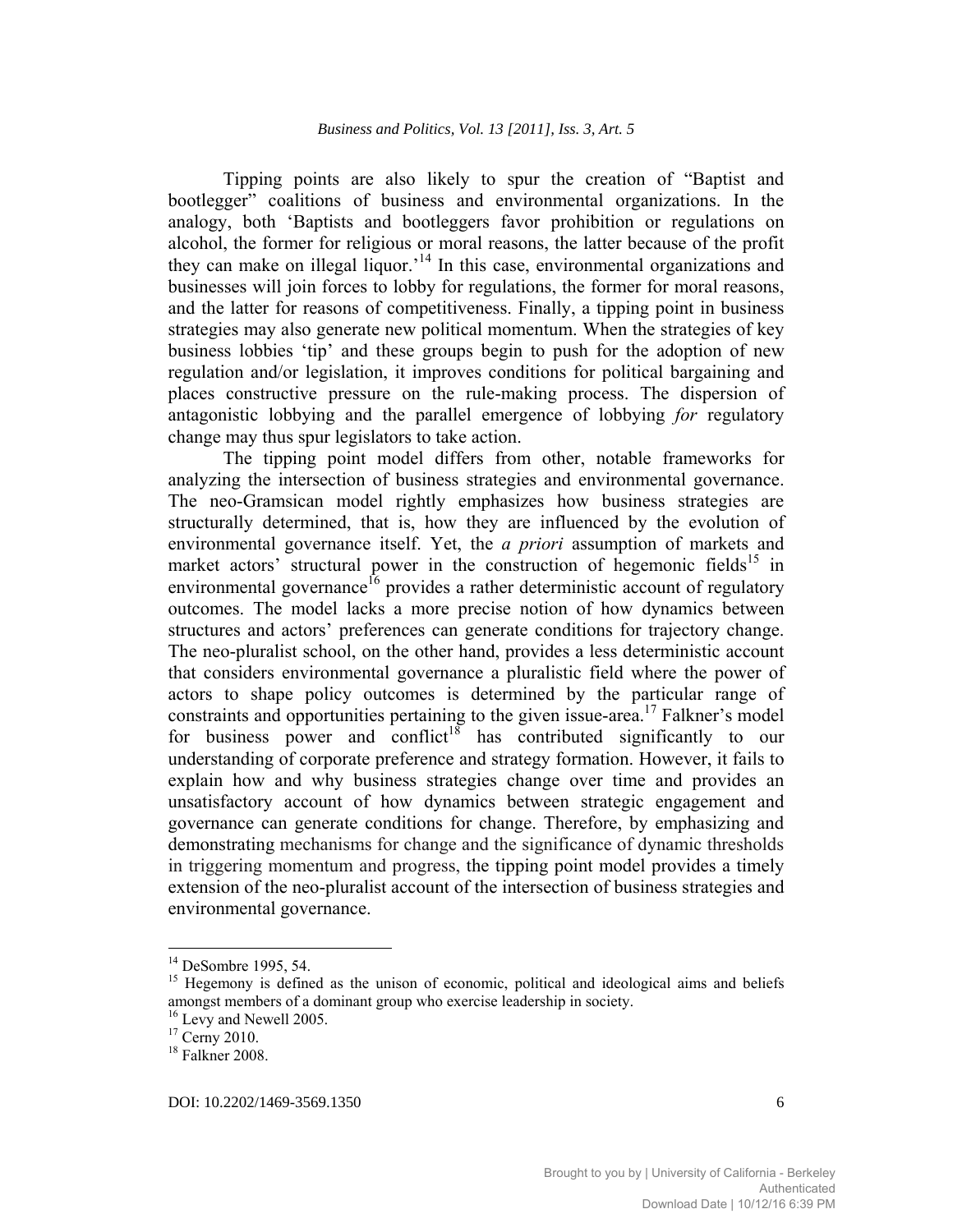Tipping points are also likely to spur the creation of "Baptist and bootlegger" coalitions of business and environmental organizations. In the analogy, both 'Baptists and bootleggers favor prohibition or regulations on alcohol, the former for religious or moral reasons, the latter because of the profit they can make on illegal liquor.'[14] In this case, environmental organizations and businesses will join forces to lobby for regulations, the former for moral reasons, and the latter for reasons of competitiveness. Finally, a tipping point in business strategies may also generate new political momentum. When the strategies of key business lobbies 'tip' and these groups begin to push for the adoption of new regulation and/or legislation, it improves conditions for political bargaining and places constructive pressure on the rule-making process. The dispersion of antagonistic lobbying and the parallel emergence of lobbying *for* regulatory change may thus spur legislators to take action.

The tipping point model differs from other, notable frameworks for analyzing the intersection of business strategies and environmental governance. The neo-Gramsican model rightly emphasizes how business strategies are structurally determined, that is, how they are influenced by the evolution of environmental governance itself. Yet, the *a priori* assumption of markets and market actors' structural power in the construction of hegemonic fields[15] in environmental governance[16] provides a rather deterministic account of regulatory outcomes. The model lacks a more precise notion of how dynamics between structures and actors' preferences can generate conditions for trajectory change. The neo-pluralist school, on the other hand, provides a less deterministic account that considers environmental governance a pluralistic field where the power of actors to shape policy outcomes is determined by the particular range of constraints and opportunities pertaining to the given issue-area.[17] Falkner's model for business power and conflict[18] has contributed significantly to our understanding of corporate preference and strategy formation. However, it fails to explain how and why business strategies change over time and provides an unsatisfactory account of how dynamics between strategic engagement and governance can generate conditions for change. Therefore, by emphasizing and demonstrating mechanisms for change and the significance of dynamic thresholds in triggering momentum and progress, the tipping point model provides a timely extension of the neo-pluralist account of the intersection of business strategies and environmental governance.

---

[14] DeSombre 1995, 54.

[15] Hegemony is defined as the unison of economic, political and ideological aims and beliefs amongst members of a dominant group who exercise leadership in society.

[16] Levy and Newell 2005.

[17] Cerny 2010.

[18] Falkner 2008.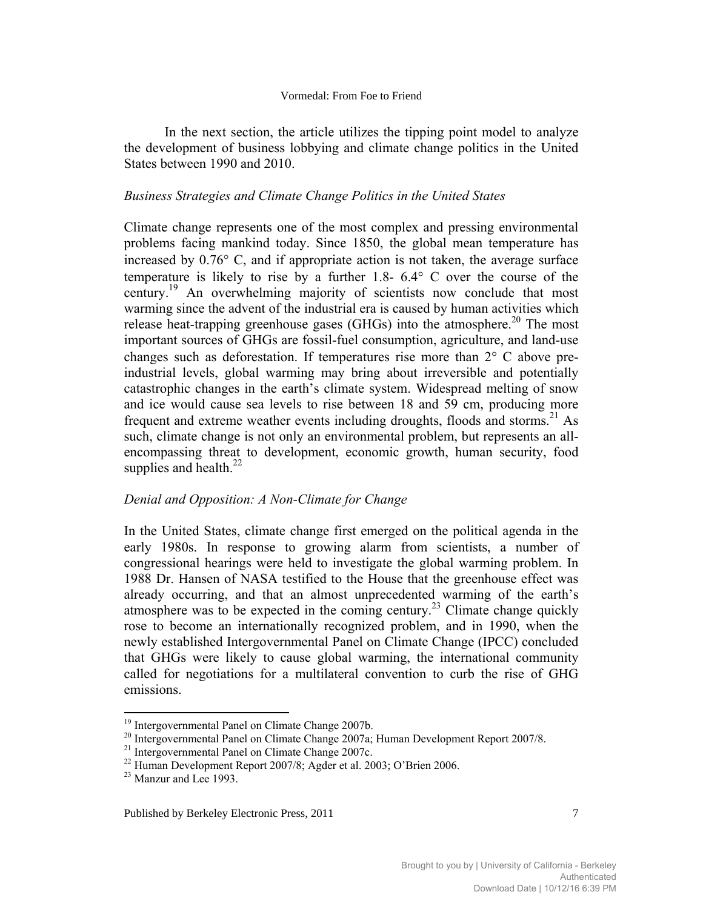In the next section, the article utilizes the tipping point model to analyze the development of business lobbying and climate change politics in the United States between 1990 and 2010.

## *Business Strategies and Climate Change Politics in the United States*

Climate change represents one of the most complex and pressing environmental problems facing mankind today. Since 1850, the global mean temperature has increased by 0.76° C, and if appropriate action is not taken, the average surface temperature is likely to rise by a further 1.8- 6.4° C over the course of the century.[19] An overwhelming majority of scientists now conclude that most warming since the advent of the industrial era is caused by human activities which release heat-trapping greenhouse gases (GHGs) into the atmosphere.[20] The most important sources of GHGs are fossil-fuel consumption, agriculture, and land-use changes such as deforestation. If temperatures rise more than 2° C above pre-industrial levels, global warming may bring about irreversible and potentially catastrophic changes in the earth's climate system. Widespread melting of snow and ice would cause sea levels to rise between 18 and 59 cm, producing more frequent and extreme weather events including droughts, floods and storms.[21] As such, climate change is not only an environmental problem, but represents an all-encompassing threat to development, economic growth, human security, food supplies and health.[22]

### *Denial and Opposition: A Non-Climate for Change*

In the United States, climate change first emerged on the political agenda in the early 1980s. In response to growing alarm from scientists, a number of congressional hearings were held to investigate the global warming problem. In 1988 Dr. Hansen of NASA testified to the House that the greenhouse effect was already occurring, and that an almost unprecedented warming of the earth's atmosphere was to be expected in the coming century.[23] Climate change quickly rose to become an internationally recognized problem, and in 1990, when the newly established Intergovernmental Panel on Climate Change (IPCC) concluded that GHGs were likely to cause global warming, the international community called for negotiations for a multilateral convention to curb the rise of GHG emissions.

---

[19] Intergovernmental Panel on Climate Change 2007b.

[20] Intergovernmental Panel on Climate Change 2007a; Human Development Report 2007/8.

[21] Intergovernmental Panel on Climate Change 2007c.

[22] Human Development Report 2007/8; Agder et al. 2003; O'Brien 2006.

[23] Manzur and Lee 1993.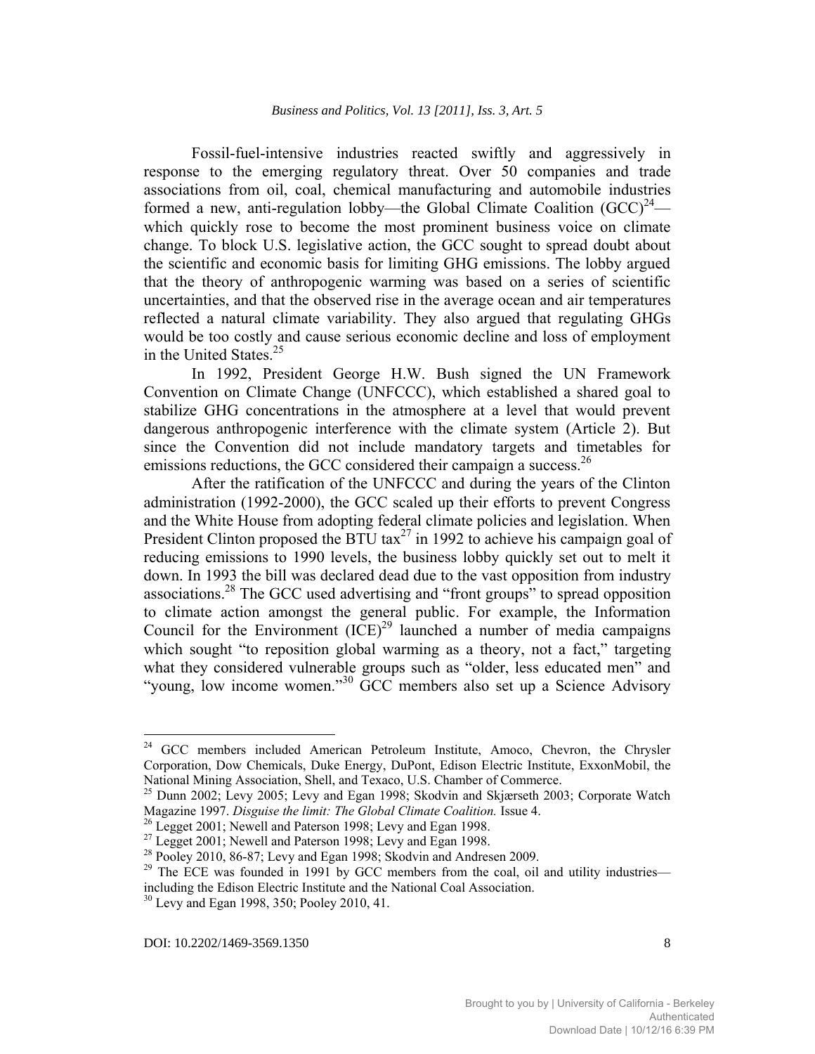Fossil-fuel-intensive industries reacted swiftly and aggressively in response to the emerging regulatory threat. Over 50 companies and trade associations from oil, coal, chemical manufacturing and automobile industries formed a new, anti-regulation lobby—the Global Climate Coalition (GCC)[24]—which quickly rose to become the most prominent business voice on climate change. To block U.S. legislative action, the GCC sought to spread doubt about the scientific and economic basis for limiting GHG emissions. The lobby argued that the theory of anthropogenic warming was based on a series of scientific uncertainties, and that the observed rise in the average ocean and air temperatures reflected a natural climate variability. They also argued that regulating GHGs would be too costly and cause serious economic decline and loss of employment in the United States.[25]

In 1992, President George H.W. Bush signed the UN Framework Convention on Climate Change (UNFCCC), which established a shared goal to stabilize GHG concentrations in the atmosphere at a level that would prevent dangerous anthropogenic interference with the climate system (Article 2). But since the Convention did not include mandatory targets and timetables for emissions reductions, the GCC considered their campaign a success.[26]

After the ratification of the UNFCCC and during the years of the Clinton administration (1992-2000), the GCC scaled up their efforts to prevent Congress and the White House from adopting federal climate policies and legislation. When President Clinton proposed the BTU tax[27] in 1992 to achieve his campaign goal of reducing emissions to 1990 levels, the business lobby quickly set out to melt it down. In 1993 the bill was declared dead due to the vast opposition from industry associations.[28] The GCC used advertising and "front groups" to spread opposition to climate action amongst the general public. For example, the Information Council for the Environment (ICE)[29] launched a number of media campaigns which sought "to reposition global warming as a theory, not a fact," targeting what they considered vulnerable groups such as "older, less educated men" and "young, low income women."[30] GCC members also set up a Science Advisory

---

[24] GCC members included American Petroleum Institute, Amoco, Chevron, the Chrysler Corporation, Dow Chemicals, Duke Energy, DuPont, Edison Electric Institute, ExxonMobil, the National Mining Association, Shell, and Texaco, U.S. Chamber of Commerce.

[25] Dunn 2002; Levy 2005; Levy and Egan 1998; Skodvin and Skjærseth 2003; Corporate Watch Magazine 1997. *Disguise the limit: The Global Climate Coalition.* Issue 4.

[26] Legget 2001; Newell and Paterson 1998; Levy and Egan 1998.

[27] Legget 2001; Newell and Paterson 1998; Levy and Egan 1998.

[28] Pooley 2010, 86-87; Levy and Egan 1998; Skodvin and Andresen 2009.

[29] The ECE was founded in 1991 by GCC members from the coal, oil and utility industries—including the Edison Electric Institute and the National Coal Association.

[30] Levy and Egan 1998, 350; Pooley 2010, 41.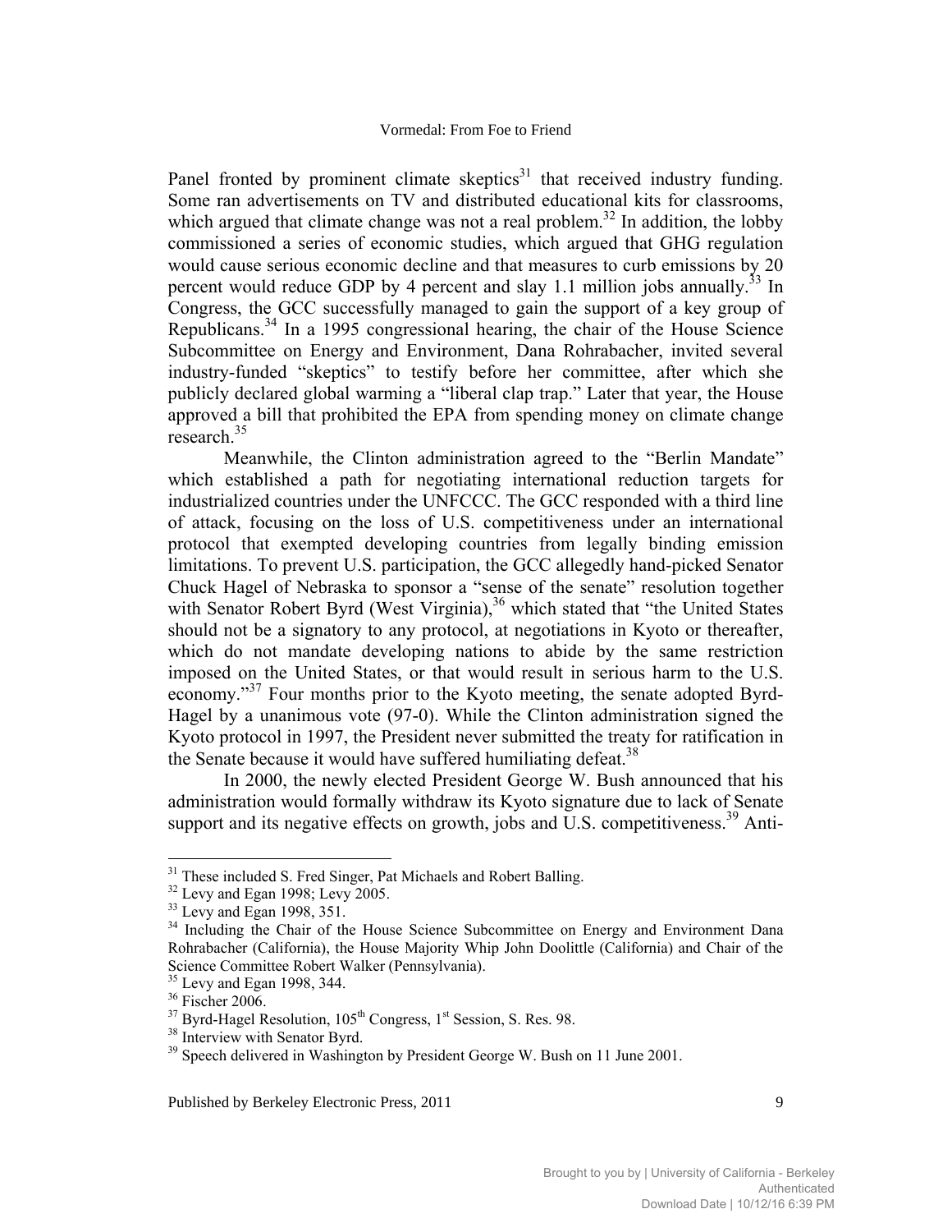Panel fronted by prominent climate skeptics[31] that received industry funding. Some ran advertisements on TV and distributed educational kits for classrooms, which argued that climate change was not a real problem.[32] In addition, the lobby commissioned a series of economic studies, which argued that GHG regulation would cause serious economic decline and that measures to curb emissions by 20 percent would reduce GDP by 4 percent and slay 1.1 million jobs annually.[33] In Congress, the GCC successfully managed to gain the support of a key group of Republicans.[34] In a 1995 congressional hearing, the chair of the House Science Subcommittee on Energy and Environment, Dana Rohrabacher, invited several industry-funded "skeptics" to testify before her committee, after which she publicly declared global warming a "liberal clap trap." Later that year, the House approved a bill that prohibited the EPA from spending money on climate change research.[35]

Meanwhile, the Clinton administration agreed to the "Berlin Mandate" which established a path for negotiating international reduction targets for industrialized countries under the UNFCCC. The GCC responded with a third line of attack, focusing on the loss of U.S. competitiveness under an international protocol that exempted developing countries from legally binding emission limitations. To prevent U.S. participation, the GCC allegedly hand-picked Senator Chuck Hagel of Nebraska to sponsor a "sense of the senate" resolution together with Senator Robert Byrd (West Virginia),[36] which stated that "the United States should not be a signatory to any protocol, at negotiations in Kyoto or thereafter, which do not mandate developing nations to abide by the same restriction imposed on the United States, or that would result in serious harm to the U.S. economy."[37] Four months prior to the Kyoto meeting, the senate adopted Byrd-Hagel by a unanimous vote (97-0). While the Clinton administration signed the Kyoto protocol in 1997, the President never submitted the treaty for ratification in the Senate because it would have suffered humiliating defeat.[38]

In 2000, the newly elected President George W. Bush announced that his administration would formally withdraw its Kyoto signature due to lack of Senate support and its negative effects on growth, jobs and U.S. competitiveness.[39] Anti-

---

[31] These included S. Fred Singer, Pat Michaels and Robert Balling.

[32] Levy and Egan 1998; Levy 2005.

[33] Levy and Egan 1998, 351.

[34] Including the Chair of the House Science Subcommittee on Energy and Environment Dana Rohrabacher (California), the House Majority Whip John Doolittle (California) and Chair of the Science Committee Robert Walker (Pennsylvania).

[35] Levy and Egan 1998, 344.

[36] Fischer 2006.

[37] Byrd-Hagel Resolution, 105th Congress, 1st Session, S. Res. 98.

[38] Interview with Senator Byrd.

[39] Speech delivered in Washington by President George W. Bush on 11 June 2001.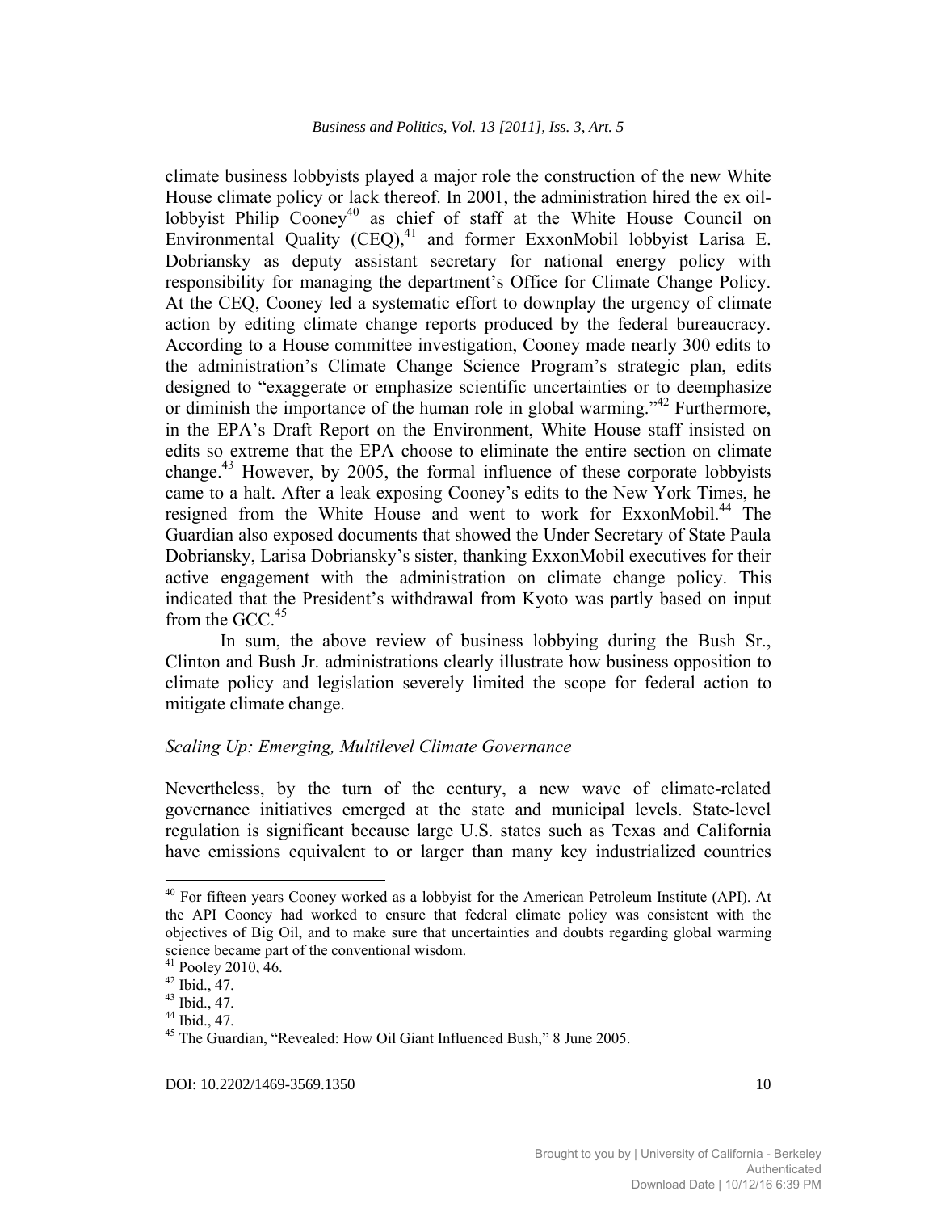climate business lobbyists played a major role the construction of the new White House climate policy or lack thereof. In 2001, the administration hired the ex oil-lobbyist Philip Cooney[40] as chief of staff at the White House Council on Environmental Quality (CEQ),[41] and former ExxonMobil lobbyist Larisa E. Dobriansky as deputy assistant secretary for national energy policy with responsibility for managing the department's Office for Climate Change Policy. At the CEQ, Cooney led a systematic effort to downplay the urgency of climate action by editing climate change reports produced by the federal bureaucracy. According to a House committee investigation, Cooney made nearly 300 edits to the administration's Climate Change Science Program's strategic plan, edits designed to "exaggerate or emphasize scientific uncertainties or to deemphasize or diminish the importance of the human role in global warming."[42] Furthermore, in the EPA's Draft Report on the Environment, White House staff insisted on edits so extreme that the EPA choose to eliminate the entire section on climate change.[43] However, by 2005, the formal influence of these corporate lobbyists came to a halt. After a leak exposing Cooney's edits to the New York Times, he resigned from the White House and went to work for ExxonMobil.[44] The Guardian also exposed documents that showed the Under Secretary of State Paula Dobriansky, Larisa Dobriansky's sister, thanking ExxonMobil executives for their active engagement with the administration on climate change policy. This indicated that the President's withdrawal from Kyoto was partly based on input from the GCC.[45]

In sum, the above review of business lobbying during the Bush Sr., Clinton and Bush Jr. administrations clearly illustrate how business opposition to climate policy and legislation severely limited the scope for federal action to mitigate climate change.

### *Scaling Up: Emerging, Multilevel Climate Governance*

Nevertheless, by the turn of the century, a new wave of climate-related governance initiatives emerged at the state and municipal levels. State-level regulation is significant because large U.S. states such as Texas and California have emissions equivalent to or larger than many key industrialized countries

---

[40] For fifteen years Cooney worked as a lobbyist for the American Petroleum Institute (API). At the API Cooney had worked to ensure that federal climate policy was consistent with the objectives of Big Oil, and to make sure that uncertainties and doubts regarding global warming science became part of the conventional wisdom.

[41] Pooley 2010, 46.

[42] Ibid., 47.

[43] Ibid., 47.

[44] Ibid., 47.

[45] The Guardian, "Revealed: How Oil Giant Influenced Bush," 8 June 2005.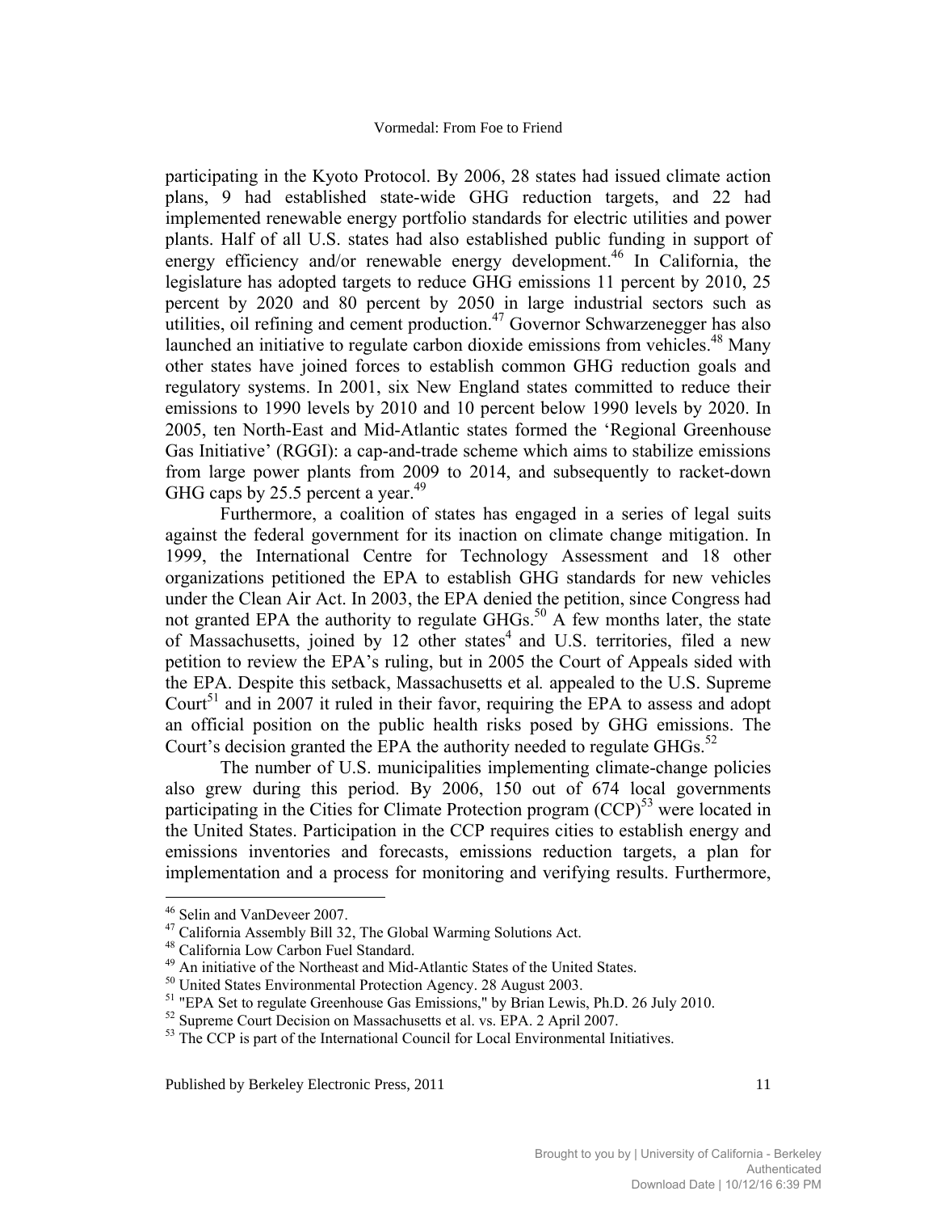participating in the Kyoto Protocol. By 2006, 28 states had issued climate action plans, 9 had established state-wide GHG reduction targets, and 22 had implemented renewable energy portfolio standards for electric utilities and power plants. Half of all U.S. states had also established public funding in support of energy efficiency and/or renewable energy development.[46] In California, the legislature has adopted targets to reduce GHG emissions 11 percent by 2010, 25 percent by 2020 and 80 percent by 2050 in large industrial sectors such as utilities, oil refining and cement production.[47] Governor Schwarzenegger has also launched an initiative to regulate carbon dioxide emissions from vehicles.[48] Many other states have joined forces to establish common GHG reduction goals and regulatory systems. In 2001, six New England states committed to reduce their emissions to 1990 levels by 2010 and 10 percent below 1990 levels by 2020. In 2005, ten North-East and Mid-Atlantic states formed the 'Regional Greenhouse Gas Initiative' (RGGI): a cap-and-trade scheme which aims to stabilize emissions from large power plants from 2009 to 2014, and subsequently to racket-down GHG caps by 25.5 percent a year.[49]

Furthermore, a coalition of states has engaged in a series of legal suits against the federal government for its inaction on climate change mitigation. In 1999, the International Centre for Technology Assessment and 18 other organizations petitioned the EPA to establish GHG standards for new vehicles under the Clean Air Act. In 2003, the EPA denied the petition, since Congress had not granted EPA the authority to regulate GHGs.[50] A few months later, the state of Massachusetts, joined by 12 other states[4] and U.S. territories, filed a new petition to review the EPA's ruling, but in 2005 the Court of Appeals sided with the EPA. Despite this setback, Massachusetts et al*.* appealed to the U.S. Supreme Court[51] and in 2007 it ruled in their favor, requiring the EPA to assess and adopt an official position on the public health risks posed by GHG emissions. The Court's decision granted the EPA the authority needed to regulate GHGs.[52]

The number of U.S. municipalities implementing climate-change policies also grew during this period. By 2006, 150 out of 674 local governments participating in the Cities for Climate Protection program (CCP)[53] were located in the United States. Participation in the CCP requires cities to establish energy and emissions inventories and forecasts, emissions reduction targets, a plan for implementation and a process for monitoring and verifying results. Furthermore,

---

[46] Selin and VanDeveer 2007.

[47] California Assembly Bill 32, The Global Warming Solutions Act.

[48] California Low Carbon Fuel Standard.

[49] An initiative of the Northeast and Mid-Atlantic States of the United States.

[50] United States Environmental Protection Agency. 28 August 2003.

[51] "EPA Set to regulate Greenhouse Gas Emissions," by Brian Lewis, Ph.D. 26 July 2010.

[52] Supreme Court Decision on Massachusetts et al. vs. EPA. 2 April 2007.

[53] The CCP is part of the International Council for Local Environmental Initiatives.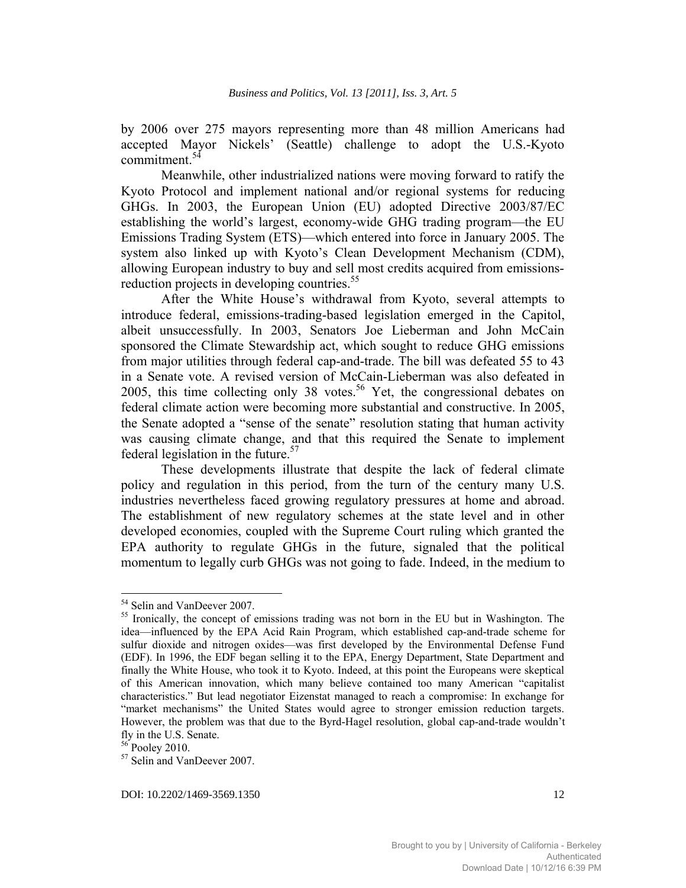by 2006 over 275 mayors representing more than 48 million Americans had accepted Mayor Nickels' (Seattle) challenge to adopt the U.S.-Kyoto commitment.[54]

Meanwhile, other industrialized nations were moving forward to ratify the Kyoto Protocol and implement national and/or regional systems for reducing GHGs. In 2003, the European Union (EU) adopted Directive 2003/87/EC establishing the world's largest, economy-wide GHG trading program—the EU Emissions Trading System (ETS)—which entered into force in January 2005. The system also linked up with Kyoto's Clean Development Mechanism (CDM), allowing European industry to buy and sell most credits acquired from emissions-reduction projects in developing countries.[55]

After the White House's withdrawal from Kyoto, several attempts to introduce federal, emissions-trading-based legislation emerged in the Capitol, albeit unsuccessfully. In 2003, Senators Joe Lieberman and John McCain sponsored the Climate Stewardship act, which sought to reduce GHG emissions from major utilities through federal cap-and-trade. The bill was defeated 55 to 43 in a Senate vote. A revised version of McCain-Lieberman was also defeated in 2005, this time collecting only 38 votes.[56] Yet, the congressional debates on federal climate action were becoming more substantial and constructive. In 2005, the Senate adopted a "sense of the senate" resolution stating that human activity was causing climate change, and that this required the Senate to implement federal legislation in the future.[57]

These developments illustrate that despite the lack of federal climate policy and regulation in this period, from the turn of the century many U.S. industries nevertheless faced growing regulatory pressures at home and abroad. The establishment of new regulatory schemes at the state level and in other developed economies, coupled with the Supreme Court ruling which granted the EPA authority to regulate GHGs in the future, signaled that the political momentum to legally curb GHGs was not going to fade. Indeed, in the medium to

---

[54] Selin and VanDeever 2007.

[55] Ironically, the concept of emissions trading was not born in the EU but in Washington. The idea—influenced by the EPA Acid Rain Program, which established cap-and-trade scheme for sulfur dioxide and nitrogen oxides—was first developed by the Environmental Defense Fund (EDF). In 1996, the EDF began selling it to the EPA, Energy Department, State Department and finally the White House, who took it to Kyoto. Indeed, at this point the Europeans were skeptical of this American innovation, which many believe contained too many American "capitalist characteristics." But lead negotiator Eizenstat managed to reach a compromise: In exchange for "market mechanisms" the United States would agree to stronger emission reduction targets. However, the problem was that due to the Byrd-Hagel resolution, global cap-and-trade wouldn't fly in the U.S. Senate.

[56] Pooley 2010.

[57] Selin and VanDeever 2007.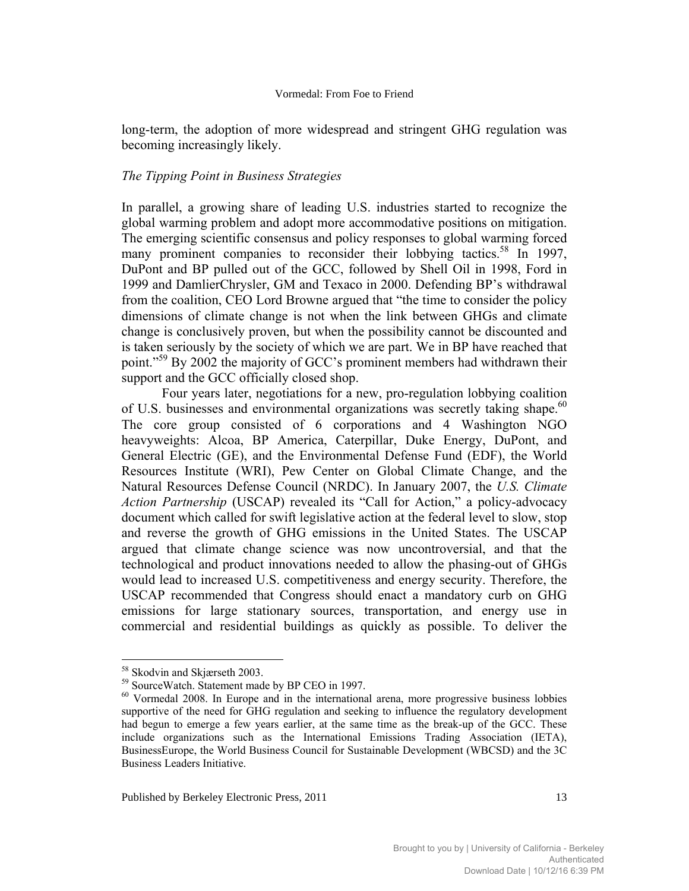long-term, the adoption of more widespread and stringent GHG regulation was becoming increasingly likely.

*The Tipping Point in Business Strategies*

In parallel, a growing share of leading U.S. industries started to recognize the global warming problem and adopt more accommodative positions on mitigation. The emerging scientific consensus and policy responses to global warming forced many prominent companies to reconsider their lobbying tactics.[58] In 1997, DuPont and BP pulled out of the GCC, followed by Shell Oil in 1998, Ford in 1999 and DamlierChrysler, GM and Texaco in 2000. Defending BP's withdrawal from the coalition, CEO Lord Browne argued that "the time to consider the policy dimensions of climate change is not when the link between GHGs and climate change is conclusively proven, but when the possibility cannot be discounted and is taken seriously by the society of which we are part. We in BP have reached that point."[59] By 2002 the majority of GCC's prominent members had withdrawn their support and the GCC officially closed shop.

Four years later, negotiations for a new, pro-regulation lobbying coalition of U.S. businesses and environmental organizations was secretly taking shape.[60] The core group consisted of 6 corporations and 4 Washington NGO heavyweights: Alcoa, BP America, Caterpillar, Duke Energy, DuPont, and General Electric (GE), and the Environmental Defense Fund (EDF), the World Resources Institute (WRI), Pew Center on Global Climate Change, and the Natural Resources Defense Council (NRDC). In January 2007, the *U.S. Climate Action Partnership* (USCAP) revealed its "Call for Action," a policy-advocacy document which called for swift legislative action at the federal level to slow, stop and reverse the growth of GHG emissions in the United States. The USCAP argued that climate change science was now uncontroversial, and that the technological and product innovations needed to allow the phasing-out of GHGs would lead to increased U.S. competitiveness and energy security. Therefore, the USCAP recommended that Congress should enact a mandatory curb on GHG emissions for large stationary sources, transportation, and energy use in commercial and residential buildings as quickly as possible. To deliver the

---

[58] Skodvin and Skjærseth 2003.

[59] SourceWatch. Statement made by BP CEO in 1997.

[60] Vormedal 2008. In Europe and in the international arena, more progressive business lobbies supportive of the need for GHG regulation and seeking to influence the regulatory development had begun to emerge a few years earlier, at the same time as the break-up of the GCC. These include organizations such as the International Emissions Trading Association (IETA), BusinessEurope, the World Business Council for Sustainable Development (WBCSD) and the 3C Business Leaders Initiative.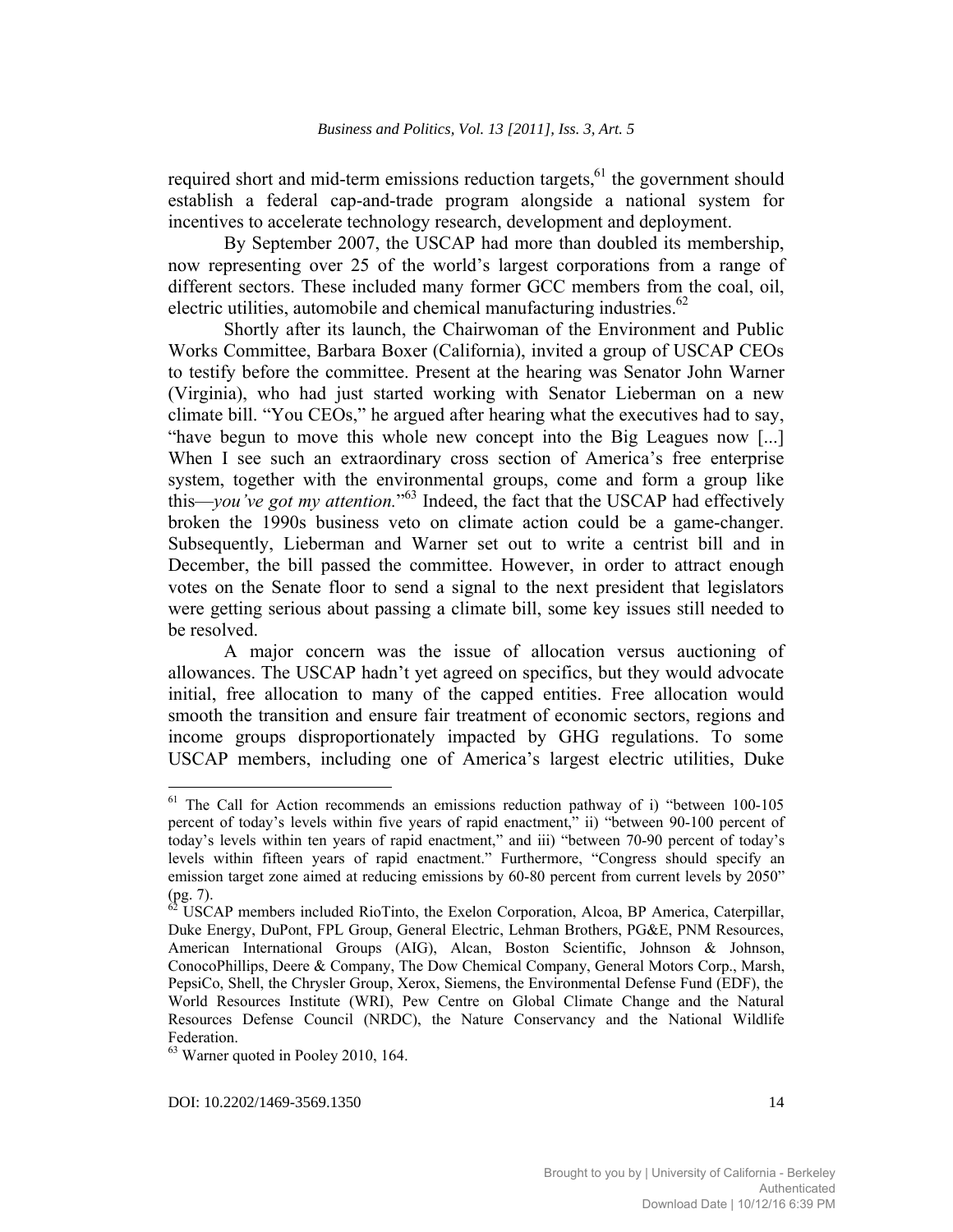required short and mid-term emissions reduction targets,[61] the government should establish a federal cap-and-trade program alongside a national system for incentives to accelerate technology research, development and deployment.

By September 2007, the USCAP had more than doubled its membership, now representing over 25 of the world's largest corporations from a range of different sectors. These included many former GCC members from the coal, oil, electric utilities, automobile and chemical manufacturing industries.[62]

Shortly after its launch, the Chairwoman of the Environment and Public Works Committee, Barbara Boxer (California), invited a group of USCAP CEOs to testify before the committee. Present at the hearing was Senator John Warner (Virginia), who had just started working with Senator Lieberman on a new climate bill. "You CEOs," he argued after hearing what the executives had to say, "have begun to move this whole new concept into the Big Leagues now [...] When I see such an extraordinary cross section of America's free enterprise system, together with the environmental groups, come and form a group like this—*you've got my attention.*"[63] Indeed, the fact that the USCAP had effectively broken the 1990s business veto on climate action could be a game-changer. Subsequently, Lieberman and Warner set out to write a centrist bill and in December, the bill passed the committee. However, in order to attract enough votes on the Senate floor to send a signal to the next president that legislators were getting serious about passing a climate bill, some key issues still needed to be resolved.

A major concern was the issue of allocation versus auctioning of allowances. The USCAP hadn't yet agreed on specifics, but they would advocate initial, free allocation to many of the capped entities. Free allocation would smooth the transition and ensure fair treatment of economic sectors, regions and income groups disproportionately impacted by GHG regulations. To some USCAP members, including one of America's largest electric utilities, Duke

---

[61] The Call for Action recommends an emissions reduction pathway of i) "between 100-105 percent of today's levels within five years of rapid enactment," ii) "between 90-100 percent of today's levels within ten years of rapid enactment," and iii) "between 70-90 percent of today's levels within fifteen years of rapid enactment." Furthermore, "Congress should specify an emission target zone aimed at reducing emissions by 60-80 percent from current levels by 2050" (pg. 7).

[62] USCAP members included RioTinto, the Exelon Corporation, Alcoa, BP America, Caterpillar, Duke Energy, DuPont, FPL Group, General Electric, Lehman Brothers, PG&E, PNM Resources, American International Groups (AIG), Alcan, Boston Scientific, Johnson & Johnson, ConocoPhillips, Deere & Company, The Dow Chemical Company, General Motors Corp., Marsh, PepsiCo, Shell, the Chrysler Group, Xerox, Siemens, the Environmental Defense Fund (EDF), the World Resources Institute (WRI), Pew Centre on Global Climate Change and the Natural Resources Defense Council (NRDC), the Nature Conservancy and the National Wildlife Federation.

[63] Warner quoted in Pooley 2010, 164.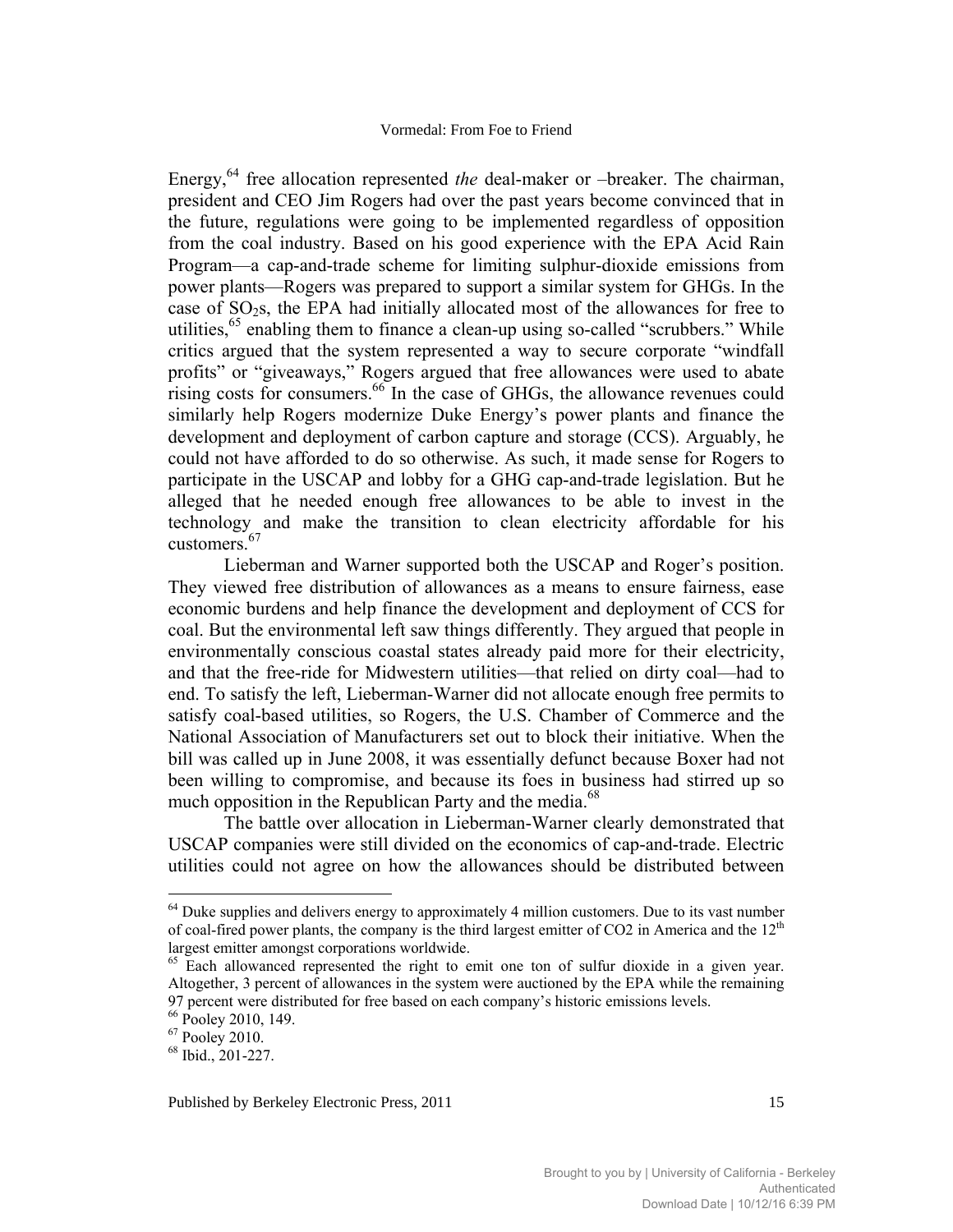Energy,[64] free allocation represented *the* deal-maker or –breaker. The chairman, president and CEO Jim Rogers had over the past years become convinced that in the future, regulations were going to be implemented regardless of opposition from the coal industry. Based on his good experience with the EPA Acid Rain Program—a cap-and-trade scheme for limiting sulphur-dioxide emissions from power plants—Rogers was prepared to support a similar system for GHGs. In the case of $SO_2$s, the EPA had initially allocated most of the allowances for free to utilities,[65] enabling them to finance a clean-up using so-called "scrubbers." While critics argued that the system represented a way to secure corporate "windfall profits" or "giveaways," Rogers argued that free allowances were used to abate rising costs for consumers.[66] In the case of GHGs, the allowance revenues could similarly help Rogers modernize Duke Energy's power plants and finance the development and deployment of carbon capture and storage (CCS). Arguably, he could not have afforded to do so otherwise. As such, it made sense for Rogers to participate in the USCAP and lobby for a GHG cap-and-trade legislation. But he alleged that he needed enough free allowances to be able to invest in the technology and make the transition to clean electricity affordable for his customers.[67]

Lieberman and Warner supported both the USCAP and Roger's position. They viewed free distribution of allowances as a means to ensure fairness, ease economic burdens and help finance the development and deployment of CCS for coal. But the environmental left saw things differently. They argued that people in environmentally conscious coastal states already paid more for their electricity, and that the free-ride for Midwestern utilities—that relied on dirty coal—had to end. To satisfy the left, Lieberman-Warner did not allocate enough free permits to satisfy coal-based utilities, so Rogers, the U.S. Chamber of Commerce and the National Association of Manufacturers set out to block their initiative. When the bill was called up in June 2008, it was essentially defunct because Boxer had not been willing to compromise, and because its foes in business had stirred up so much opposition in the Republican Party and the media.[68]

The battle over allocation in Lieberman-Warner clearly demonstrated that USCAP companies were still divided on the economics of cap-and-trade. Electric utilities could not agree on how the allowances should be distributed between

---

[64] Duke supplies and delivers energy to approximately 4 million customers. Due to its vast number of coal-fired power plants, the company is the third largest emitter of CO2 in America and the 12[th] largest emitter amongst corporations worldwide.

[65] Each allowanced represented the right to emit one ton of sulfur dioxide in a given year. Altogether, 3 percent of allowances in the system were auctioned by the EPA while the remaining 97 percent were distributed for free based on each company's historic emissions levels.

[66] Pooley 2010, 149.

[67] Pooley 2010.

[68] Ibid., 201-227.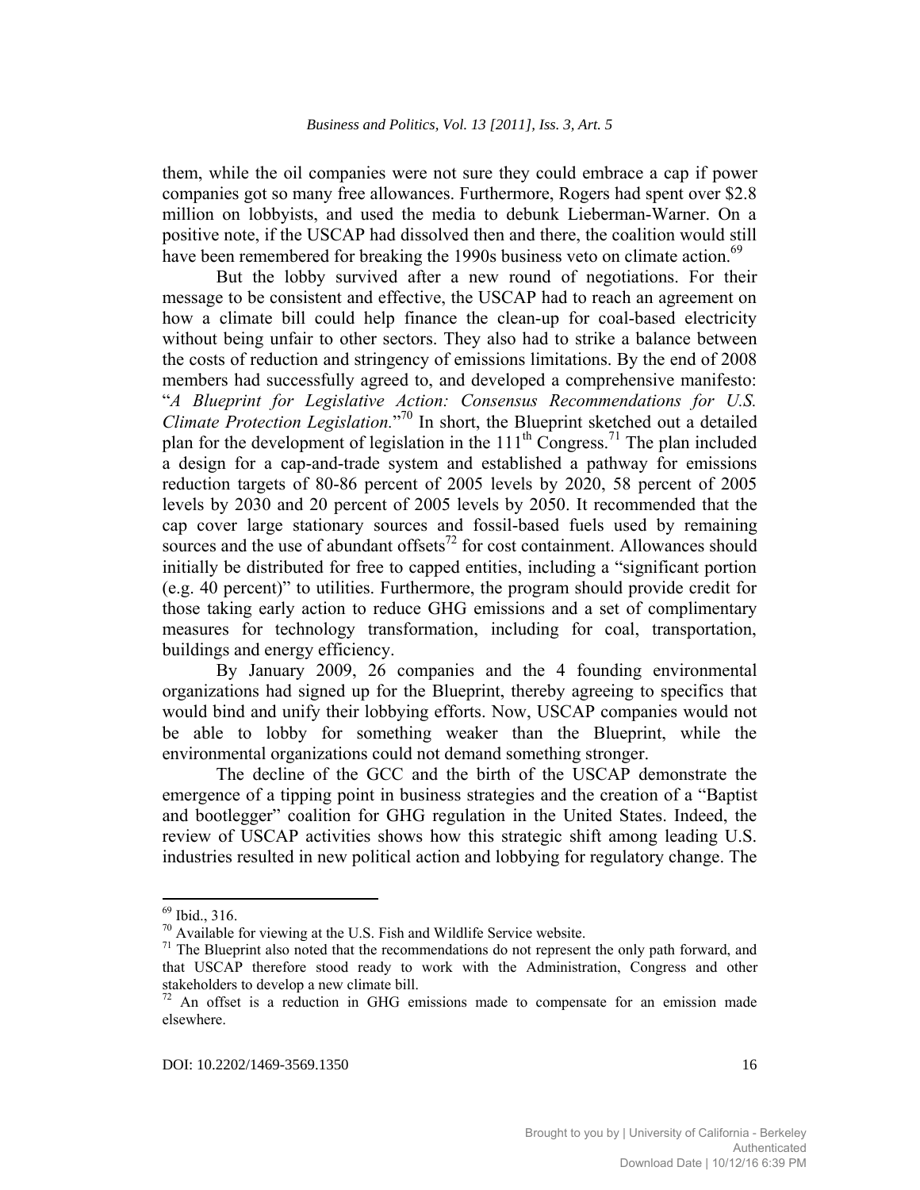them, while the oil companies were not sure they could embrace a cap if power companies got so many free allowances. Furthermore, Rogers had spent over $2.8 million on lobbyists, and used the media to debunk Lieberman-Warner. On a positive note, if the USCAP had dissolved then and there, the coalition would still have been remembered for breaking the 1990s business veto on climate action.[69]

But the lobby survived after a new round of negotiations. For their message to be consistent and effective, the USCAP had to reach an agreement on how a climate bill could help finance the clean-up for coal-based electricity without being unfair to other sectors. They also had to strike a balance between the costs of reduction and stringency of emissions limitations. By the end of 2008 members had successfully agreed to, and developed a comprehensive manifesto: "*A Blueprint for Legislative Action: Consensus Recommendations for U.S. Climate Protection Legislation.*"[70] In short, the Blueprint sketched out a detailed plan for the development of legislation in the 111th Congress.[71] The plan included a design for a cap-and-trade system and established a pathway for emissions reduction targets of 80-86 percent of 2005 levels by 2020, 58 percent of 2005 levels by 2030 and 20 percent of 2005 levels by 2050. It recommended that the cap cover large stationary sources and fossil-based fuels used by remaining sources and the use of abundant offsets[72] for cost containment. Allowances should initially be distributed for free to capped entities, including a "significant portion (e.g. 40 percent)" to utilities. Furthermore, the program should provide credit for those taking early action to reduce GHG emissions and a set of complimentary measures for technology transformation, including for coal, transportation, buildings and energy efficiency.

By January 2009, 26 companies and the 4 founding environmental organizations had signed up for the Blueprint, thereby agreeing to specifics that would bind and unify their lobbying efforts. Now, USCAP companies would not be able to lobby for something weaker than the Blueprint, while the environmental organizations could not demand something stronger.

The decline of the GCC and the birth of the USCAP demonstrate the emergence of a tipping point in business strategies and the creation of a "Baptist and bootlegger" coalition for GHG regulation in the United States. Indeed, the review of USCAP activities shows how this strategic shift among leading U.S. industries resulted in new political action and lobbying for regulatory change. The

---

[69] Ibid., 316.

[70] Available for viewing at the U.S. Fish and Wildlife Service website.

[71] The Blueprint also noted that the recommendations do not represent the only path forward, and that USCAP therefore stood ready to work with the Administration, Congress and other stakeholders to develop a new climate bill.

[72] An offset is a reduction in GHG emissions made to compensate for an emission made elsewhere.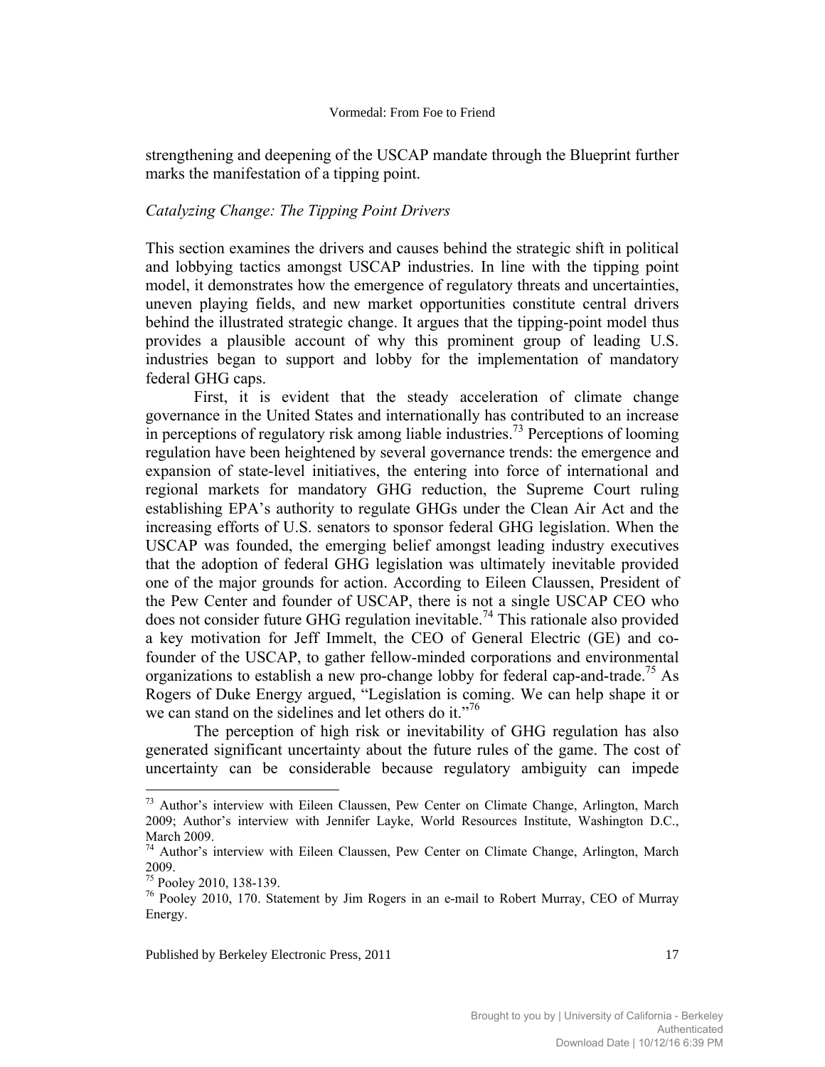strengthening and deepening of the USCAP mandate through the Blueprint further marks the manifestation of a tipping point.

*Catalyzing Change: The Tipping Point Drivers*

This section examines the drivers and causes behind the strategic shift in political and lobbying tactics amongst USCAP industries. In line with the tipping point model, it demonstrates how the emergence of regulatory threats and uncertainties, uneven playing fields, and new market opportunities constitute central drivers behind the illustrated strategic change. It argues that the tipping-point model thus provides a plausible account of why this prominent group of leading U.S. industries began to support and lobby for the implementation of mandatory federal GHG caps.

First, it is evident that the steady acceleration of climate change governance in the United States and internationally has contributed to an increase in perceptions of regulatory risk among liable industries.[73] Perceptions of looming regulation have been heightened by several governance trends: the emergence and expansion of state-level initiatives, the entering into force of international and regional markets for mandatory GHG reduction, the Supreme Court ruling establishing EPA's authority to regulate GHGs under the Clean Air Act and the increasing efforts of U.S. senators to sponsor federal GHG legislation. When the USCAP was founded, the emerging belief amongst leading industry executives that the adoption of federal GHG legislation was ultimately inevitable provided one of the major grounds for action. According to Eileen Claussen, President of the Pew Center and founder of USCAP, there is not a single USCAP CEO who does not consider future GHG regulation inevitable.[74] This rationale also provided a key motivation for Jeff Immelt, the CEO of General Electric (GE) and co-founder of the USCAP, to gather fellow-minded corporations and environmental organizations to establish a new pro-change lobby for federal cap-and-trade.[75] As Rogers of Duke Energy argued, "Legislation is coming. We can help shape it or we can stand on the sidelines and let others do it."[76]

The perception of high risk or inevitability of GHG regulation has also generated significant uncertainty about the future rules of the game. The cost of uncertainty can be considerable because regulatory ambiguity can impede

---

[73] Author's interview with Eileen Claussen, Pew Center on Climate Change, Arlington, March 2009; Author's interview with Jennifer Layke, World Resources Institute, Washington D.C., March 2009.

[74] Author's interview with Eileen Claussen, Pew Center on Climate Change, Arlington, March 2009.

[75] Pooley 2010, 138-139.

[76] Pooley 2010, 170. Statement by Jim Rogers in an e-mail to Robert Murray, CEO of Murray Energy.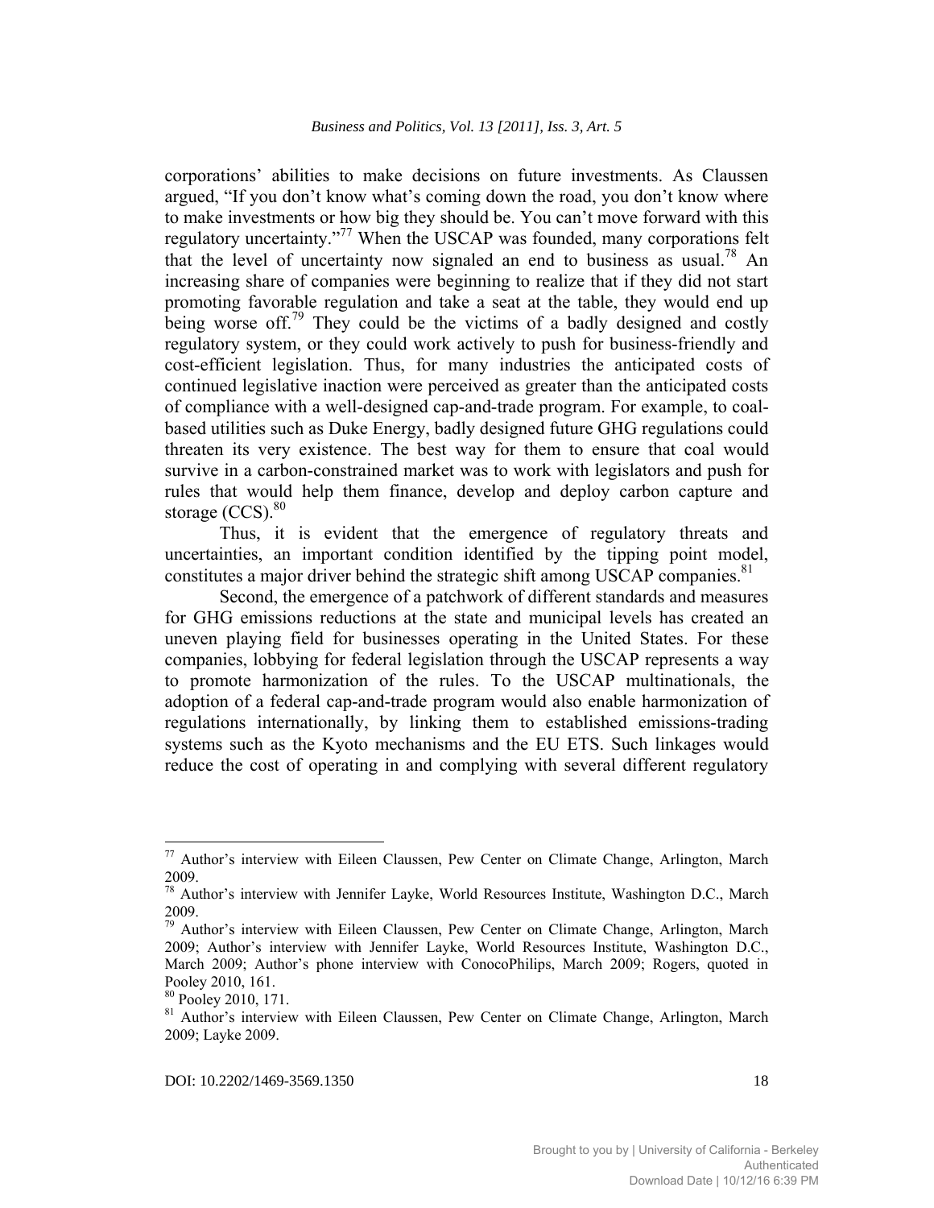corporations' abilities to make decisions on future investments. As Claussen argued, "If you don't know what's coming down the road, you don't know where to make investments or how big they should be. You can't move forward with this regulatory uncertainty."[77] When the USCAP was founded, many corporations felt that the level of uncertainty now signaled an end to business as usual.[78] An increasing share of companies were beginning to realize that if they did not start promoting favorable regulation and take a seat at the table, they would end up being worse off.[79] They could be the victims of a badly designed and costly regulatory system, or they could work actively to push for business-friendly and cost-efficient legislation. Thus, for many industries the anticipated costs of continued legislative inaction were perceived as greater than the anticipated costs of compliance with a well-designed cap-and-trade program. For example, to coal-based utilities such as Duke Energy, badly designed future GHG regulations could threaten its very existence. The best way for them to ensure that coal would survive in a carbon-constrained market was to work with legislators and push for rules that would help them finance, develop and deploy carbon capture and storage (CCS).[80]

Thus, it is evident that the emergence of regulatory threats and uncertainties, an important condition identified by the tipping point model, constitutes a major driver behind the strategic shift among USCAP companies.[81]

Second, the emergence of a patchwork of different standards and measures for GHG emissions reductions at the state and municipal levels has created an uneven playing field for businesses operating in the United States. For these companies, lobbying for federal legislation through the USCAP represents a way to promote harmonization of the rules. To the USCAP multinationals, the adoption of a federal cap-and-trade program would also enable harmonization of regulations internationally, by linking them to established emissions-trading systems such as the Kyoto mechanisms and the EU ETS. Such linkages would reduce the cost of operating in and complying with several different regulatory

---

[77] Author's interview with Eileen Claussen, Pew Center on Climate Change, Arlington, March 2009.

[78] Author's interview with Jennifer Layke, World Resources Institute, Washington D.C., March 2009.

[79] Author's interview with Eileen Claussen, Pew Center on Climate Change, Arlington, March 2009; Author's interview with Jennifer Layke, World Resources Institute, Washington D.C., March 2009; Author's phone interview with ConocoPhilips, March 2009; Rogers, quoted in Pooley 2010, 161.

[80] Pooley 2010, 171.

[81] Author's interview with Eileen Claussen, Pew Center on Climate Change, Arlington, March 2009; Layke 2009.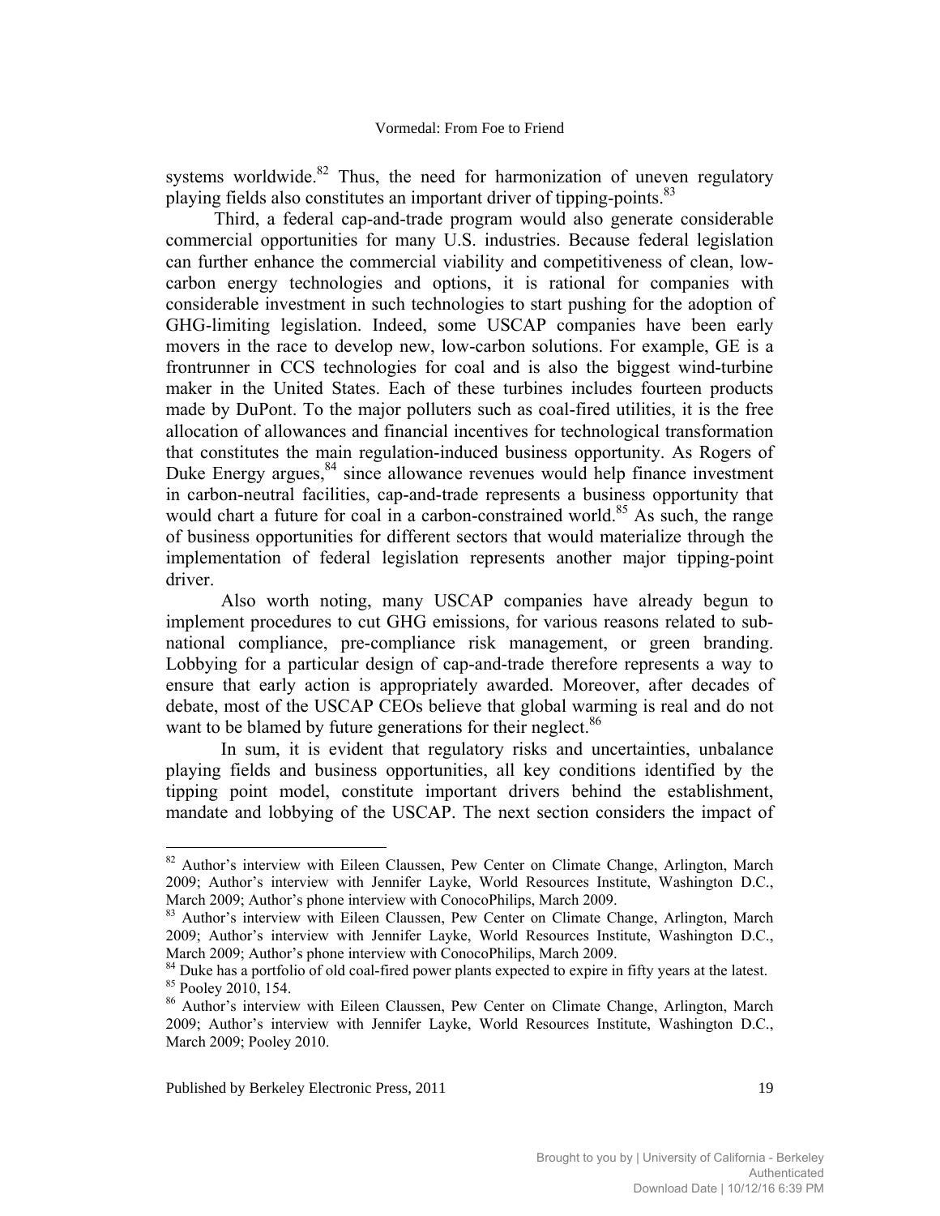systems worldwide.[82] Thus, the need for harmonization of uneven regulatory playing fields also constitutes an important driver of tipping-points.[83]

Third, a federal cap-and-trade program would also generate considerable commercial opportunities for many U.S. industries. Because federal legislation can further enhance the commercial viability and competitiveness of clean, low-carbon energy technologies and options, it is rational for companies with considerable investment in such technologies to start pushing for the adoption of GHG-limiting legislation. Indeed, some USCAP companies have been early movers in the race to develop new, low-carbon solutions. For example, GE is a frontrunner in CCS technologies for coal and is also the biggest wind-turbine maker in the United States. Each of these turbines includes fourteen products made by DuPont. To the major polluters such as coal-fired utilities, it is the free allocation of allowances and financial incentives for technological transformation that constitutes the main regulation-induced business opportunity. As Rogers of Duke Energy argues,[84] since allowance revenues would help finance investment in carbon-neutral facilities, cap-and-trade represents a business opportunity that would chart a future for coal in a carbon-constrained world.[85] As such, the range of business opportunities for different sectors that would materialize through the implementation of federal legislation represents another major tipping-point driver.

Also worth noting, many USCAP companies have already begun to implement procedures to cut GHG emissions, for various reasons related to sub-national compliance, pre-compliance risk management, or green branding. Lobbying for a particular design of cap-and-trade therefore represents a way to ensure that early action is appropriately awarded. Moreover, after decades of debate, most of the USCAP CEOs believe that global warming is real and do not want to be blamed by future generations for their neglect.[86]

In sum, it is evident that regulatory risks and uncertainties, unbalance playing fields and business opportunities, all key conditions identified by the tipping point model, constitute important drivers behind the establishment, mandate and lobbying of the USCAP. The next section considers the impact of

---

[82] Author's interview with Eileen Claussen, Pew Center on Climate Change, Arlington, March 2009; Author's interview with Jennifer Layke, World Resources Institute, Washington D.C., March 2009; Author's phone interview with ConocoPhilips, March 2009.

[83] Author's interview with Eileen Claussen, Pew Center on Climate Change, Arlington, March 2009; Author's interview with Jennifer Layke, World Resources Institute, Washington D.C., March 2009; Author's phone interview with ConocoPhilips, March 2009.

[84] Duke has a portfolio of old coal-fired power plants expected to expire in fifty years at the latest.

[85] Pooley 2010, 154.

[86] Author's interview with Eileen Claussen, Pew Center on Climate Change, Arlington, March 2009; Author's interview with Jennifer Layke, World Resources Institute, Washington D.C., March 2009; Pooley 2010.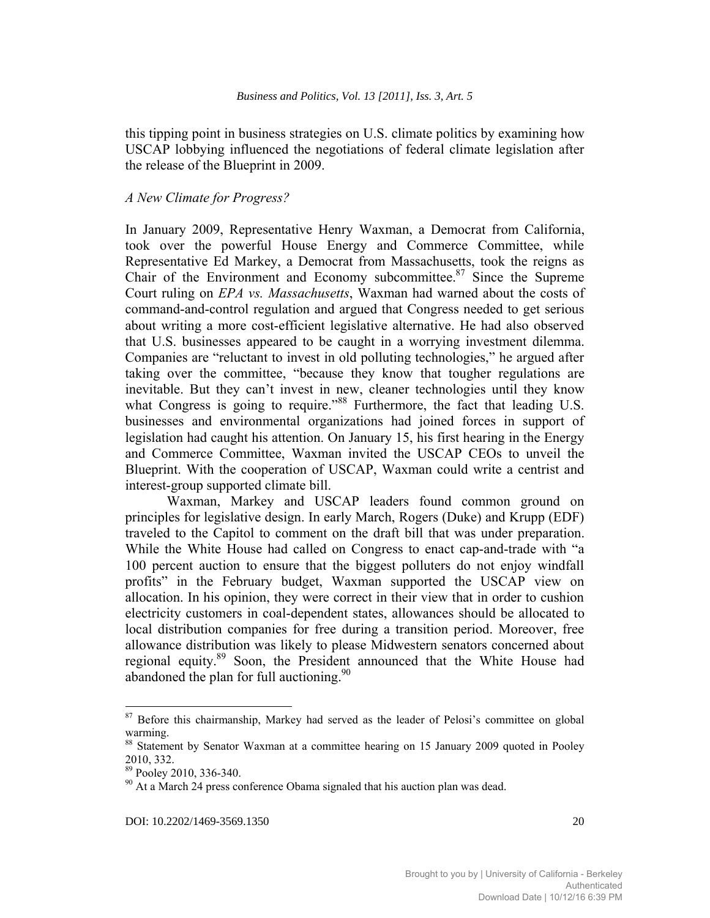this tipping point in business strategies on U.S. climate politics by examining how USCAP lobbying influenced the negotiations of federal climate legislation after the release of the Blueprint in 2009.

*A New Climate for Progress?*

In January 2009, Representative Henry Waxman, a Democrat from California, took over the powerful House Energy and Commerce Committee, while Representative Ed Markey, a Democrat from Massachusetts, took the reigns as Chair of the Environment and Economy subcommittee.[87] Since the Supreme Court ruling on *EPA vs. Massachusetts*, Waxman had warned about the costs of command-and-control regulation and argued that Congress needed to get serious about writing a more cost-efficient legislative alternative. He had also observed that U.S. businesses appeared to be caught in a worrying investment dilemma. Companies are "reluctant to invest in old polluting technologies," he argued after taking over the committee, "because they know that tougher regulations are inevitable. But they can't invest in new, cleaner technologies until they know what Congress is going to require."[88] Furthermore, the fact that leading U.S. businesses and environmental organizations had joined forces in support of legislation had caught his attention. On January 15, his first hearing in the Energy and Commerce Committee, Waxman invited the USCAP CEOs to unveil the Blueprint. With the cooperation of USCAP, Waxman could write a centrist and interest-group supported climate bill.

Waxman, Markey and USCAP leaders found common ground on principles for legislative design. In early March, Rogers (Duke) and Krupp (EDF) traveled to the Capitol to comment on the draft bill that was under preparation. While the White House had called on Congress to enact cap-and-trade with "a 100 percent auction to ensure that the biggest polluters do not enjoy windfall profits" in the February budget, Waxman supported the USCAP view on allocation. In his opinion, they were correct in their view that in order to cushion electricity customers in coal-dependent states, allowances should be allocated to local distribution companies for free during a transition period. Moreover, free allowance distribution was likely to please Midwestern senators concerned about regional equity.[89] Soon, the President announced that the White House had abandoned the plan for full auctioning.[90]

---

[87] Before this chairmanship, Markey had served as the leader of Pelosi's committee on global warming.

[88] Statement by Senator Waxman at a committee hearing on 15 January 2009 quoted in Pooley 2010, 332.

[89] Pooley 2010, 336-340.

[90] At a March 24 press conference Obama signaled that his auction plan was dead.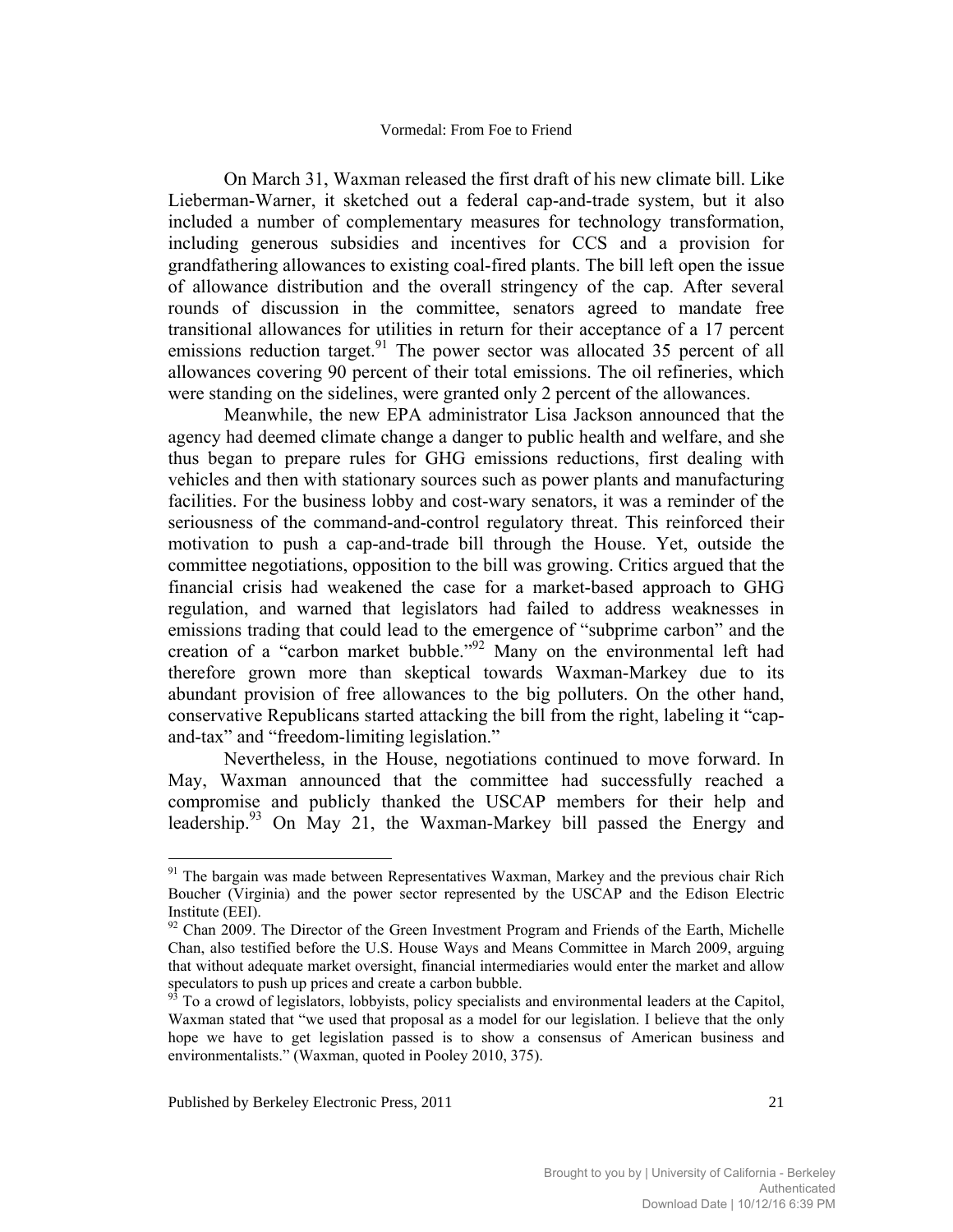On March 31, Waxman released the first draft of his new climate bill. Like Lieberman-Warner, it sketched out a federal cap-and-trade system, but it also included a number of complementary measures for technology transformation, including generous subsidies and incentives for CCS and a provision for grandfathering allowances to existing coal-fired plants. The bill left open the issue of allowance distribution and the overall stringency of the cap. After several rounds of discussion in the committee, senators agreed to mandate free transitional allowances for utilities in return for their acceptance of a 17 percent emissions reduction target.[91] The power sector was allocated 35 percent of all allowances covering 90 percent of their total emissions. The oil refineries, which were standing on the sidelines, were granted only 2 percent of the allowances.

Meanwhile, the new EPA administrator Lisa Jackson announced that the agency had deemed climate change a danger to public health and welfare, and she thus began to prepare rules for GHG emissions reductions, first dealing with vehicles and then with stationary sources such as power plants and manufacturing facilities. For the business lobby and cost-wary senators, it was a reminder of the seriousness of the command-and-control regulatory threat. This reinforced their motivation to push a cap-and-trade bill through the House. Yet, outside the committee negotiations, opposition to the bill was growing. Critics argued that the financial crisis had weakened the case for a market-based approach to GHG regulation, and warned that legislators had failed to address weaknesses in emissions trading that could lead to the emergence of "subprime carbon" and the creation of a "carbon market bubble."[92] Many on the environmental left had therefore grown more than skeptical towards Waxman-Markey due to its abundant provision of free allowances to the big polluters. On the other hand, conservative Republicans started attacking the bill from the right, labeling it "cap-and-tax" and "freedom-limiting legislation."

Nevertheless, in the House, negotiations continued to move forward. In May, Waxman announced that the committee had successfully reached a compromise and publicly thanked the USCAP members for their help and leadership.[93] On May 21, the Waxman-Markey bill passed the Energy and

---

[91] The bargain was made between Representatives Waxman, Markey and the previous chair Rich Boucher (Virginia) and the power sector represented by the USCAP and the Edison Electric Institute (EEI).

[92] Chan 2009. The Director of the Green Investment Program and Friends of the Earth, Michelle Chan, also testified before the U.S. House Ways and Means Committee in March 2009, arguing that without adequate market oversight, financial intermediaries would enter the market and allow speculators to push up prices and create a carbon bubble.

[93] To a crowd of legislators, lobbyists, policy specialists and environmental leaders at the Capitol, Waxman stated that "we used that proposal as a model for our legislation. I believe that the only hope we have to get legislation passed is to show a consensus of American business and environmentalists." (Waxman, quoted in Pooley 2010, 375).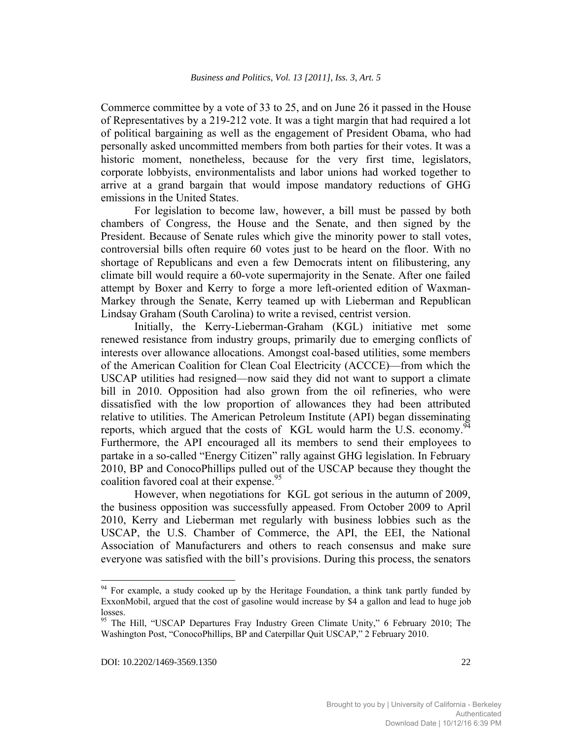Commerce committee by a vote of 33 to 25, and on June 26 it passed in the House of Representatives by a 219-212 vote. It was a tight margin that had required a lot of political bargaining as well as the engagement of President Obama, who had personally asked uncommitted members from both parties for their votes. It was a historic moment, nonetheless, because for the very first time, legislators, corporate lobbyists, environmentalists and labor unions had worked together to arrive at a grand bargain that would impose mandatory reductions of GHG emissions in the United States.

For legislation to become law, however, a bill must be passed by both chambers of Congress, the House and the Senate, and then signed by the President. Because of Senate rules which give the minority power to stall votes, controversial bills often require 60 votes just to be heard on the floor. With no shortage of Republicans and even a few Democrats intent on filibustering, any climate bill would require a 60-vote supermajority in the Senate. After one failed attempt by Boxer and Kerry to forge a more left-oriented edition of Waxman-Markey through the Senate, Kerry teamed up with Lieberman and Republican Lindsay Graham (South Carolina) to write a revised, centrist version.

Initially, the Kerry-Lieberman-Graham (KGL) initiative met some renewed resistance from industry groups, primarily due to emerging conflicts of interests over allowance allocations. Amongst coal-based utilities, some members of the American Coalition for Clean Coal Electricity (ACCCE)—from which the USCAP utilities had resigned—now said they did not want to support a climate bill in 2010. Opposition had also grown from the oil refineries, who were dissatisfied with the low proportion of allowances they had been attributed relative to utilities. The American Petroleum Institute (API) began disseminating reports, which argued that the costs of KGL would harm the U.S. economy.[94] Furthermore, the API encouraged all its members to send their employees to partake in a so-called "Energy Citizen" rally against GHG legislation. In February 2010, BP and ConocoPhillips pulled out of the USCAP because they thought the coalition favored coal at their expense.[95]

However, when negotiations for KGL got serious in the autumn of 2009, the business opposition was successfully appeased. From October 2009 to April 2010, Kerry and Lieberman met regularly with business lobbies such as the USCAP, the U.S. Chamber of Commerce, the API, the EEI, the National Association of Manufacturers and others to reach consensus and make sure everyone was satisfied with the bill's provisions. During this process, the senators

---

[94] For example, a study cooked up by the Heritage Foundation, a think tank partly funded by ExxonMobil, argued that the cost of gasoline would increase by $4 a gallon and lead to huge job losses.

[95] The Hill, "USCAP Departures Fray Industry Green Climate Unity," 6 February 2010; The Washington Post, "ConocoPhillips, BP and Caterpillar Quit USCAP," 2 February 2010.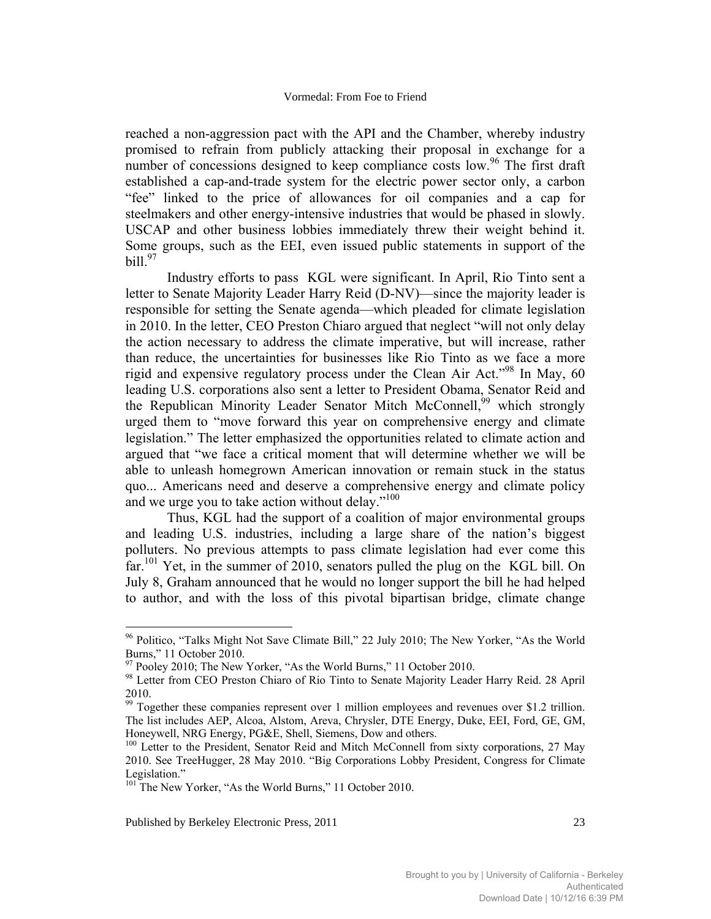reached a non-aggression pact with the API and the Chamber, whereby industry promised to refrain from publicly attacking their proposal in exchange for a number of concessions designed to keep compliance costs low.[96] The first draft established a cap-and-trade system for the electric power sector only, a carbon "fee" linked to the price of allowances for oil companies and a cap for steelmakers and other energy-intensive industries that would be phased in slowly. USCAP and other business lobbies immediately threw their weight behind it. Some groups, such as the EEI, even issued public statements in support of the bill.[97]

Industry efforts to pass KGL were significant. In April, Rio Tinto sent a letter to Senate Majority Leader Harry Reid (D-NV)—since the majority leader is responsible for setting the Senate agenda—which pleaded for climate legislation in 2010. In the letter, CEO Preston Chiaro argued that neglect "will not only delay the action necessary to address the climate imperative, but will increase, rather than reduce, the uncertainties for businesses like Rio Tinto as we face a more rigid and expensive regulatory process under the Clean Air Act."[98] In May, 60 leading U.S. corporations also sent a letter to President Obama, Senator Reid and the Republican Minority Leader Senator Mitch McConnell,[99] which strongly urged them to "move forward this year on comprehensive energy and climate legislation." The letter emphasized the opportunities related to climate action and argued that "we face a critical moment that will determine whether we will be able to unleash homegrown American innovation or remain stuck in the status quo... Americans need and deserve a comprehensive energy and climate policy and we urge you to take action without delay."[100]

Thus, KGL had the support of a coalition of major environmental groups and leading U.S. industries, including a large share of the nation's biggest polluters. No previous attempts to pass climate legislation had ever come this far.[101] Yet, in the summer of 2010, senators pulled the plug on the KGL bill. On July 8, Graham announced that he would no longer support the bill he had helped to author, and with the loss of this pivotal bipartisan bridge, climate change

---

[96] Politico, "Talks Might Not Save Climate Bill," 22 July 2010; The New Yorker, "As the World Burns," 11 October 2010.

[97] Pooley 2010; The New Yorker, "As the World Burns," 11 October 2010.

[98] Letter from CEO Preston Chiaro of Rio Tinto to Senate Majority Leader Harry Reid. 28 April 2010.

[99] Together these companies represent over 1 million employees and revenues over $1.2 trillion. The list includes AEP, Alcoa, Alstom, Areva, Chrysler, DTE Energy, Duke, EEI, Ford, GE, GM, Honeywell, NRG Energy, PG&E, Shell, Siemens, Dow and others.

[100] Letter to the President, Senator Reid and Mitch McConnell from sixty corporations, 27 May 2010. See TreeHugger, 28 May 2010. "Big Corporations Lobby President, Congress for Climate Legislation."

[101] The New Yorker, "As the World Burns," 11 October 2010.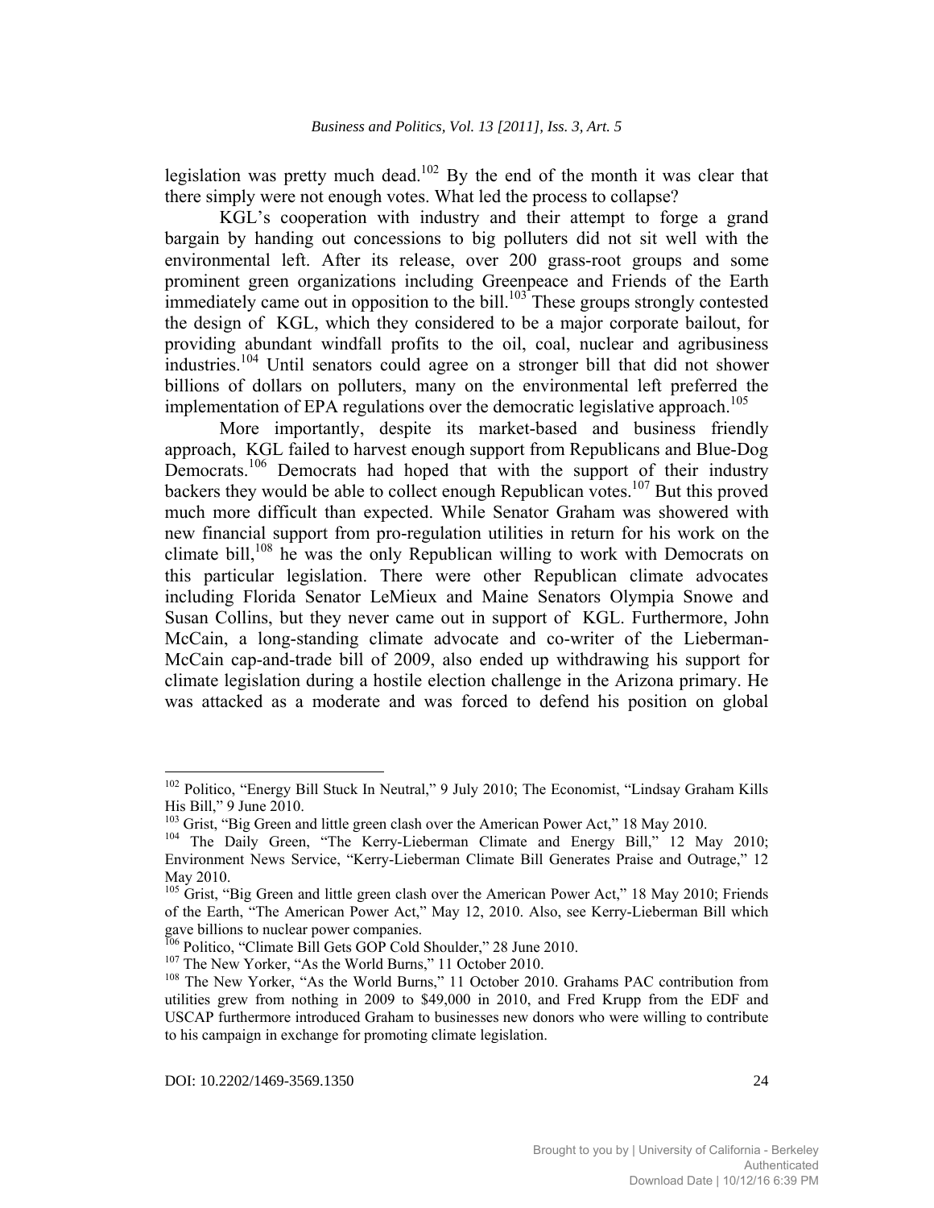legislation was pretty much dead.[102] By the end of the month it was clear that there simply were not enough votes. What led the process to collapse?

KGL's cooperation with industry and their attempt to forge a grand bargain by handing out concessions to big polluters did not sit well with the environmental left. After its release, over 200 grass-root groups and some prominent green organizations including Greenpeace and Friends of the Earth immediately came out in opposition to the bill.[103] These groups strongly contested the design of KGL, which they considered to be a major corporate bailout, for providing abundant windfall profits to the oil, coal, nuclear and agribusiness industries.[104] Until senators could agree on a stronger bill that did not shower billions of dollars on polluters, many on the environmental left preferred the implementation of EPA regulations over the democratic legislative approach.[105]

More importantly, despite its market-based and business friendly approach, KGL failed to harvest enough support from Republicans and Blue-Dog Democrats.[106] Democrats had hoped that with the support of their industry backers they would be able to collect enough Republican votes.[107] But this proved much more difficult than expected. While Senator Graham was showered with new financial support from pro-regulation utilities in return for his work on the climate bill,[108] he was the only Republican willing to work with Democrats on this particular legislation. There were other Republican climate advocates including Florida Senator LeMieux and Maine Senators Olympia Snowe and Susan Collins, but they never came out in support of KGL. Furthermore, John McCain, a long-standing climate advocate and co-writer of the Lieberman-McCain cap-and-trade bill of 2009, also ended up withdrawing his support for climate legislation during a hostile election challenge in the Arizona primary. He was attacked as a moderate and was forced to defend his position on global

---

[102] Politico, "Energy Bill Stuck In Neutral," 9 July 2010; The Economist, "Lindsay Graham Kills His Bill," 9 June 2010.

[103] Grist, "Big Green and little green clash over the American Power Act," 18 May 2010.

[104] The Daily Green, "The Kerry-Lieberman Climate and Energy Bill," 12 May 2010; Environment News Service, "Kerry-Lieberman Climate Bill Generates Praise and Outrage," 12 May 2010.

[105] Grist, "Big Green and little green clash over the American Power Act," 18 May 2010; Friends of the Earth, "The American Power Act," May 12, 2010. Also, see Kerry-Lieberman Bill which gave billions to nuclear power companies.

[106] Politico, "Climate Bill Gets GOP Cold Shoulder," 28 June 2010.

[107] The New Yorker, "As the World Burns," 11 October 2010.

[108] The New Yorker, "As the World Burns," 11 October 2010. Grahams PAC contribution from utilities grew from nothing in 2009 to $49,000 in 2010, and Fred Krupp from the EDF and USCAP furthermore introduced Graham to businesses new donors who were willing to contribute to his campaign in exchange for promoting climate legislation.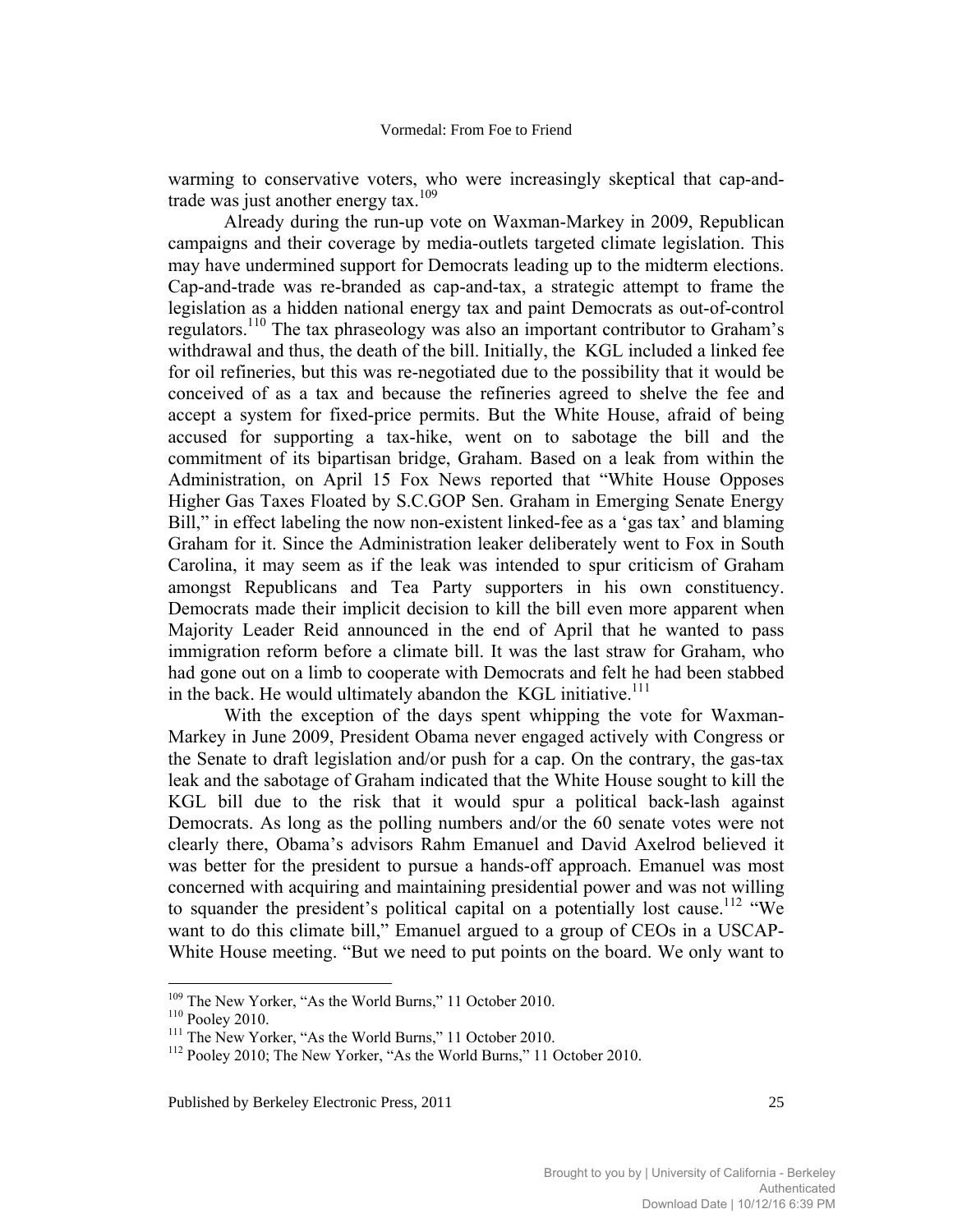warming to conservative voters, who were increasingly skeptical that cap-and-trade was just another energy tax.[109]

Already during the run-up vote on Waxman-Markey in 2009, Republican campaigns and their coverage by media-outlets targeted climate legislation. This may have undermined support for Democrats leading up to the midterm elections. Cap-and-trade was re-branded as cap-and-tax, a strategic attempt to frame the legislation as a hidden national energy tax and paint Democrats as out-of-control regulators.[110] The tax phraseology was also an important contributor to Graham's withdrawal and thus, the death of the bill. Initially, the KGL included a linked fee for oil refineries, but this was re-negotiated due to the possibility that it would be conceived of as a tax and because the refineries agreed to shelve the fee and accept a system for fixed-price permits. But the White House, afraid of being accused for supporting a tax-hike, went on to sabotage the bill and the commitment of its bipartisan bridge, Graham. Based on a leak from within the Administration, on April 15 Fox News reported that "White House Opposes Higher Gas Taxes Floated by S.C.GOP Sen. Graham in Emerging Senate Energy Bill," in effect labeling the now non-existent linked-fee as a 'gas tax' and blaming Graham for it. Since the Administration leaker deliberately went to Fox in South Carolina, it may seem as if the leak was intended to spur criticism of Graham amongst Republicans and Tea Party supporters in his own constituency. Democrats made their implicit decision to kill the bill even more apparent when Majority Leader Reid announced in the end of April that he wanted to pass immigration reform before a climate bill. It was the last straw for Graham, who had gone out on a limb to cooperate with Democrats and felt he had been stabbed in the back. He would ultimately abandon the KGL initiative.[111]

With the exception of the days spent whipping the vote for Waxman-Markey in June 2009, President Obama never engaged actively with Congress or the Senate to draft legislation and/or push for a cap. On the contrary, the gas-tax leak and the sabotage of Graham indicated that the White House sought to kill the KGL bill due to the risk that it would spur a political back-lash against Democrats. As long as the polling numbers and/or the 60 senate votes were not clearly there, Obama's advisors Rahm Emanuel and David Axelrod believed it was better for the president to pursue a hands-off approach. Emanuel was most concerned with acquiring and maintaining presidential power and was not willing to squander the president's political capital on a potentially lost cause.[112] "We want to do this climate bill," Emanuel argued to a group of CEOs in a USCAP-White House meeting. "But we need to put points on the board. We only want to

---

[109] The New Yorker, "As the World Burns," 11 October 2010.

[110] Pooley 2010.

[111] The New Yorker, "As the World Burns," 11 October 2010.

[112] Pooley 2010; The New Yorker, "As the World Burns," 11 October 2010.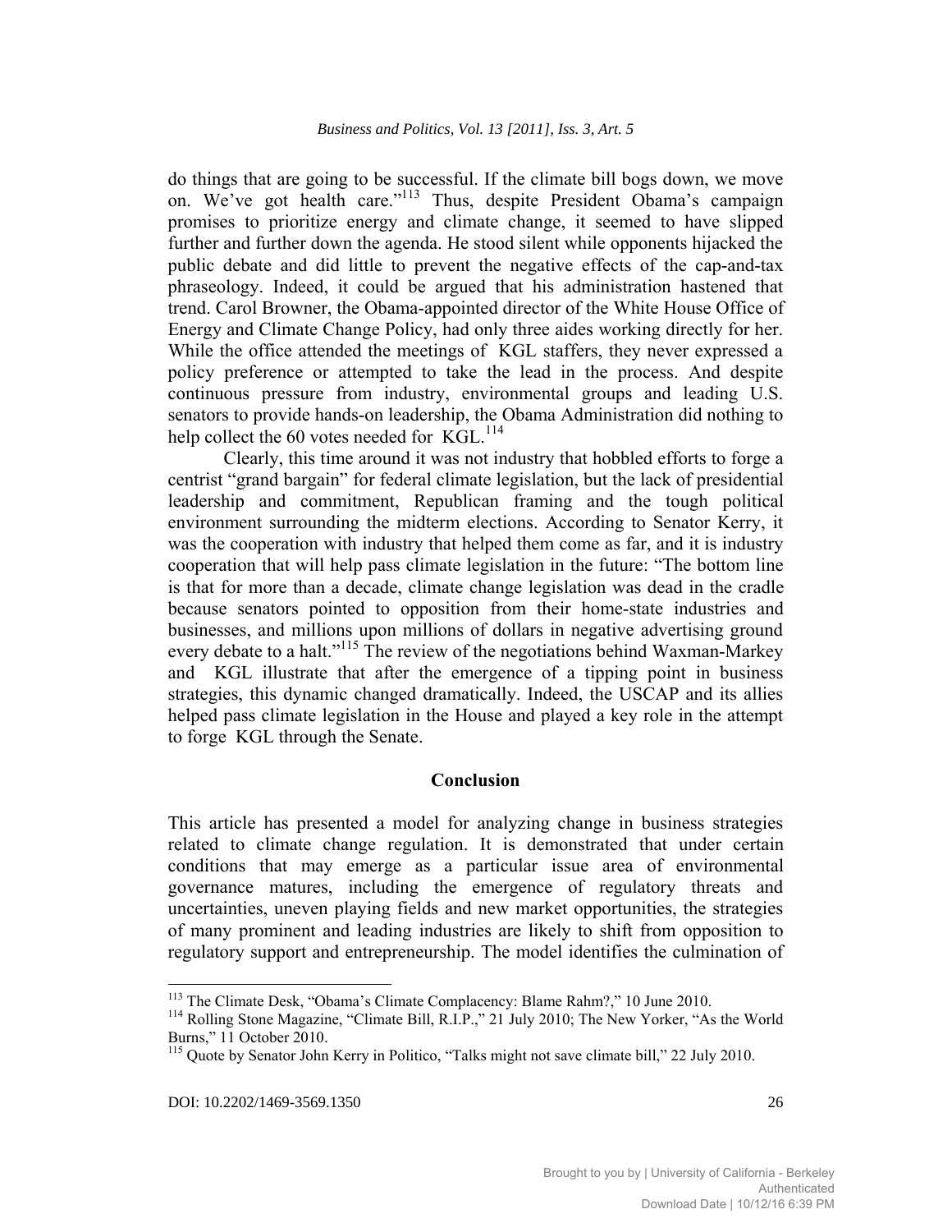do things that are going to be successful. If the climate bill bogs down, we move on. We've got health care."[113] Thus, despite President Obama's campaign promises to prioritize energy and climate change, it seemed to have slipped further and further down the agenda. He stood silent while opponents hijacked the public debate and did little to prevent the negative effects of the cap-and-tax phraseology. Indeed, it could be argued that his administration hastened that trend. Carol Browner, the Obama-appointed director of the White House Office of Energy and Climate Change Policy, had only three aides working directly for her. While the office attended the meetings of KGL staffers, they never expressed a policy preference or attempted to take the lead in the process. And despite continuous pressure from industry, environmental groups and leading U.S. senators to provide hands-on leadership, the Obama Administration did nothing to help collect the 60 votes needed for KGL.[114]

Clearly, this time around it was not industry that hobbled efforts to forge a centrist "grand bargain" for federal climate legislation, but the lack of presidential leadership and commitment, Republican framing and the tough political environment surrounding the midterm elections. According to Senator Kerry, it was the cooperation with industry that helped them come as far, and it is industry cooperation that will help pass climate legislation in the future: "The bottom line is that for more than a decade, climate change legislation was dead in the cradle because senators pointed to opposition from their home-state industries and businesses, and millions upon millions of dollars in negative advertising ground every debate to a halt."[115] The review of the negotiations behind Waxman-Markey and KGL illustrate that after the emergence of a tipping point in business strategies, this dynamic changed dramatically. Indeed, the USCAP and its allies helped pass climate legislation in the House and played a key role in the attempt to forge KGL through the Senate.

## Conclusion

This article has presented a model for analyzing change in business strategies related to climate change regulation. It is demonstrated that under certain conditions that may emerge as a particular issue area of environmental governance matures, including the emergence of regulatory threats and uncertainties, uneven playing fields and new market opportunities, the strategies of many prominent and leading industries are likely to shift from opposition to regulatory support and entrepreneurship. The model identifies the culmination of

[113] The Climate Desk, "Obama's Climate Complacency: Blame Rahm?," 10 June 2010.

[114] Rolling Stone Magazine, "Climate Bill, R.I.P.," 21 July 2010; The New Yorker, "As the World Burns," 11 October 2010.

[115] Quote by Senator John Kerry in Politico, "Talks might not save climate bill," 22 July 2010.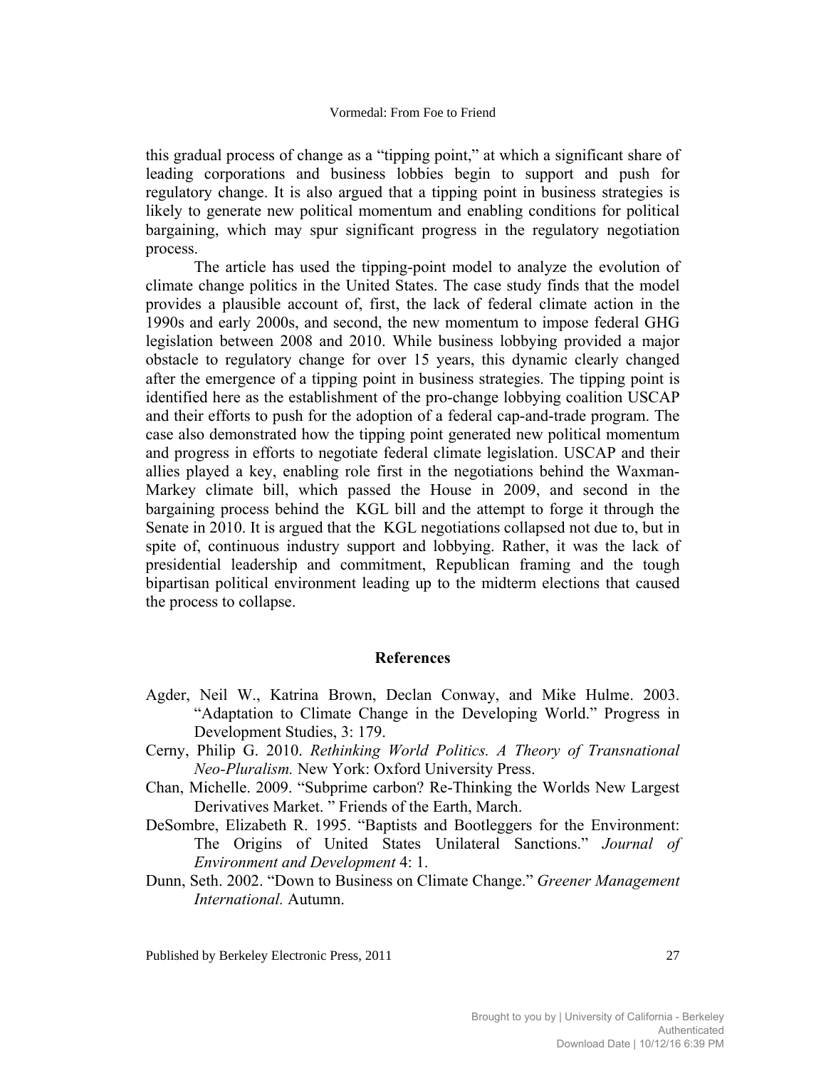this gradual process of change as a "tipping point," at which a significant share of leading corporations and business lobbies begin to support and push for regulatory change. It is also argued that a tipping point in business strategies is likely to generate new political momentum and enabling conditions for political bargaining, which may spur significant progress in the regulatory negotiation process.

The article has used the tipping-point model to analyze the evolution of climate change politics in the United States. The case study finds that the model provides a plausible account of, first, the lack of federal climate action in the 1990s and early 2000s, and second, the new momentum to impose federal GHG legislation between 2008 and 2010. While business lobbying provided a major obstacle to regulatory change for over 15 years, this dynamic clearly changed after the emergence of a tipping point in business strategies. The tipping point is identified here as the establishment of the pro-change lobbying coalition USCAP and their efforts to push for the adoption of a federal cap-and-trade program. The case also demonstrated how the tipping point generated new political momentum and progress in efforts to negotiate federal climate legislation. USCAP and their allies played a key, enabling role first in the negotiations behind the Waxman-Markey climate bill, which passed the House in 2009, and second in the bargaining process behind the KGL bill and the attempt to forge it through the Senate in 2010. It is argued that the KGL negotiations collapsed not due to, but in spite of, continuous industry support and lobbying. Rather, it was the lack of presidential leadership and commitment, Republican framing and the tough bipartisan political environment leading up to the midterm elections that caused the process to collapse.

## References

Agder, Neil W., Katrina Brown, Declan Conway, and Mike Hulme. 2003. "Adaptation to Climate Change in the Developing World." Progress in Development Studies, 3: 179.

Cerny, Philip G. 2010. *Rethinking World Politics. A Theory of Transnational Neo-Pluralism.* New York: Oxford University Press.

Chan, Michelle. 2009. "Subprime carbon? Re-Thinking the Worlds New Largest Derivatives Market. " Friends of the Earth, March.

DeSombre, Elizabeth R. 1995. "Baptists and Bootleggers for the Environment: The Origins of United States Unilateral Sanctions." *Journal of Environment and Development* 4: 1.

Dunn, Seth. 2002. "Down to Business on Climate Change." *Greener Management International.* Autumn.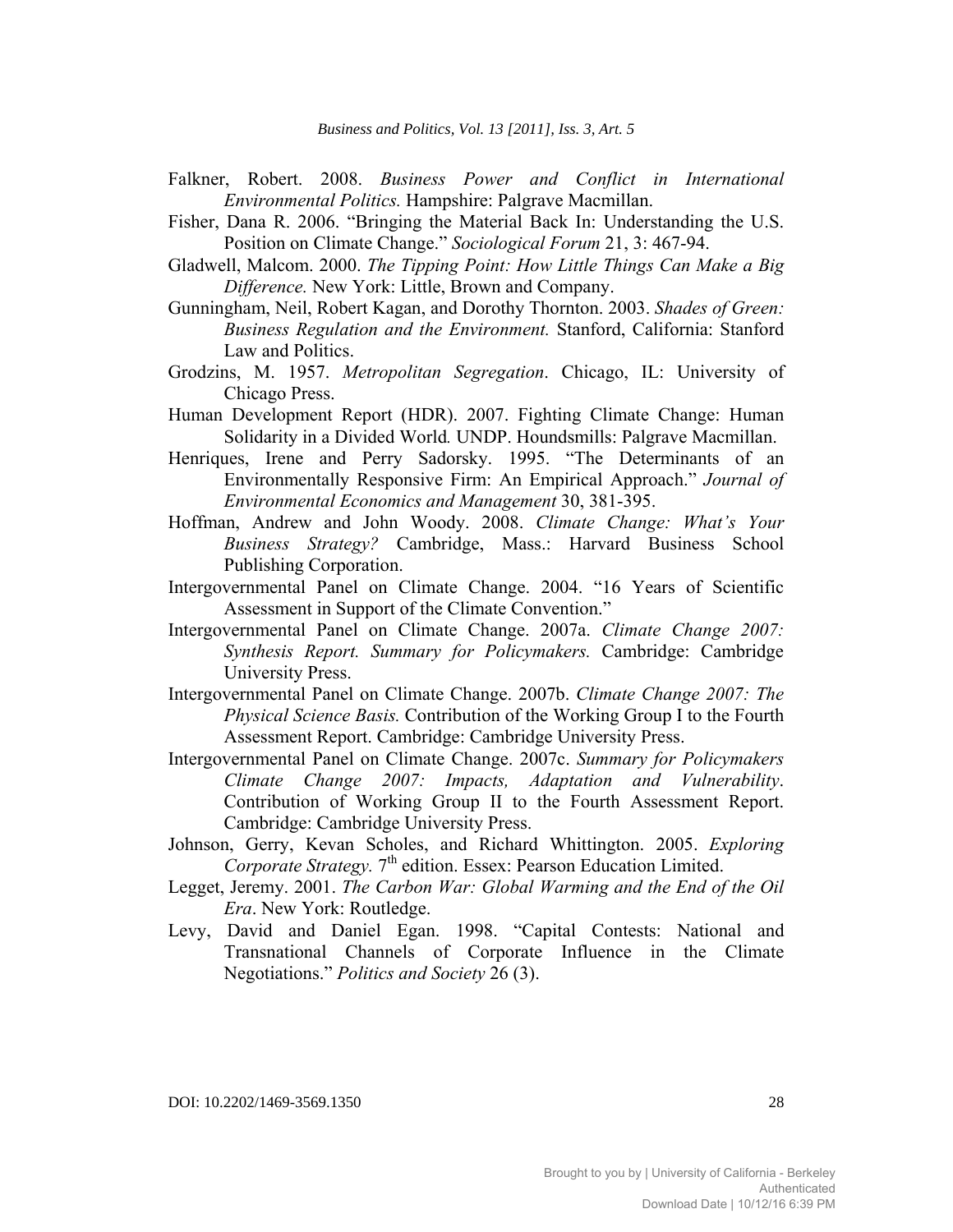Falkner, Robert. 2008. *Business Power and Conflict in International Environmental Politics.* Hampshire: Palgrave Macmillan.

Fisher, Dana R. 2006. "Bringing the Material Back In: Understanding the U.S. Position on Climate Change." *Sociological Forum* 21, 3: 467-94.

Gladwell, Malcom. 2000. *The Tipping Point: How Little Things Can Make a Big Difference.* New York: Little, Brown and Company.

Gunningham, Neil, Robert Kagan, and Dorothy Thornton. 2003. *Shades of Green: Business Regulation and the Environment.* Stanford, California: Stanford Law and Politics.

Grodzins, M. 1957. *Metropolitan Segregation*. Chicago, IL: University of Chicago Press.

Human Development Report (HDR). 2007. Fighting Climate Change: Human Solidarity in a Divided World*.* UNDP. Houndsmills: Palgrave Macmillan.

Henriques, Irene and Perry Sadorsky. 1995. "The Determinants of an Environmentally Responsive Firm: An Empirical Approach." *Journal of Environmental Economics and Management* 30, 381-395.

Hoffman, Andrew and John Woody. 2008. *Climate Change: What's Your Business Strategy?* Cambridge, Mass.: Harvard Business School Publishing Corporation.

Intergovernmental Panel on Climate Change. 2004. "16 Years of Scientific Assessment in Support of the Climate Convention."

Intergovernmental Panel on Climate Change. 2007a. *Climate Change 2007: Synthesis Report. Summary for Policymakers.* Cambridge: Cambridge University Press.

Intergovernmental Panel on Climate Change. 2007b. *Climate Change 2007: The Physical Science Basis.* Contribution of the Working Group I to the Fourth Assessment Report. Cambridge: Cambridge University Press.

Intergovernmental Panel on Climate Change. 2007c. *Summary for Policymakers Climate Change 2007: Impacts, Adaptation and Vulnerability*. Contribution of Working Group II to the Fourth Assessment Report. Cambridge: Cambridge University Press.

Johnson, Gerry, Kevan Scholes, and Richard Whittington. 2005. *Exploring Corporate Strategy.* 7th edition. Essex: Pearson Education Limited.

Legget, Jeremy. 2001. *The Carbon War: Global Warming and the End of the Oil Era*. New York: Routledge.

Levy, David and Daniel Egan. 1998. "Capital Contests: National and Transnational Channels of Corporate Influence in the Climate Negotiations." *Politics and Society* 26 (3).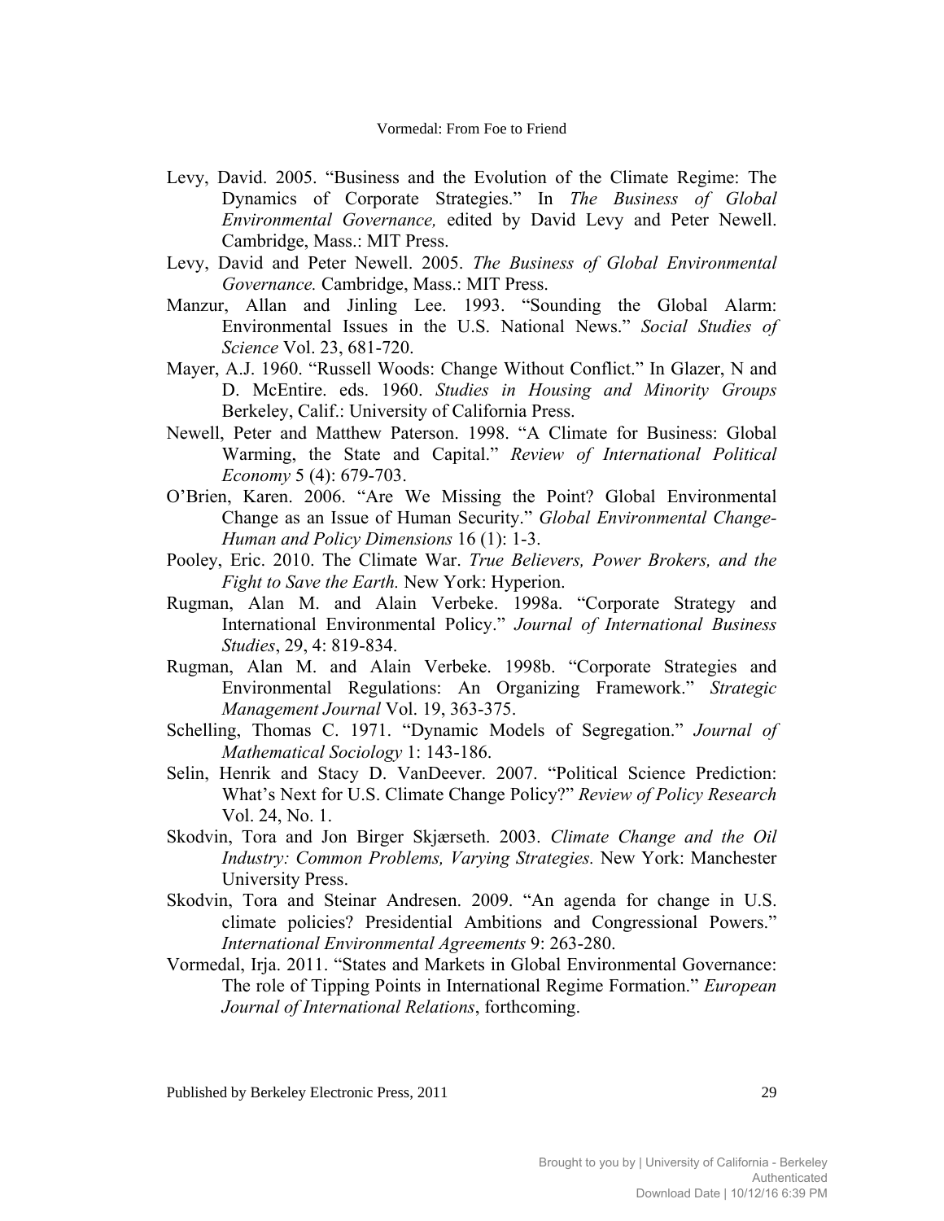Levy, David. 2005. "Business and the Evolution of the Climate Regime: The Dynamics of Corporate Strategies." In *The Business of Global Environmental Governance,* edited by David Levy and Peter Newell. Cambridge, Mass.: MIT Press.

Levy, David and Peter Newell. 2005. *The Business of Global Environmental Governance.* Cambridge, Mass.: MIT Press.

Manzur, Allan and Jinling Lee. 1993. "Sounding the Global Alarm: Environmental Issues in the U.S. National News." *Social Studies of Science* Vol. 23, 681-720.

Mayer, A.J. 1960. "Russell Woods: Change Without Conflict." In Glazer, N and D. McEntire. eds. 1960. *Studies in Housing and Minority Groups* Berkeley, Calif.: University of California Press.

Newell, Peter and Matthew Paterson. 1998. "A Climate for Business: Global Warming, the State and Capital." *Review of International Political Economy* 5 (4): 679-703.

O'Brien, Karen. 2006. "Are We Missing the Point? Global Environmental Change as an Issue of Human Security." *Global Environmental Change-Human and Policy Dimensions* 16 (1): 1-3.

Pooley, Eric. 2010. The Climate War. *True Believers, Power Brokers, and the Fight to Save the Earth.* New York: Hyperion.

Rugman, Alan M. and Alain Verbeke. 1998a. "Corporate Strategy and International Environmental Policy." *Journal of International Business Studies*, 29, 4: 819-834.

Rugman, Alan M. and Alain Verbeke. 1998b. "Corporate Strategies and Environmental Regulations: An Organizing Framework." *Strategic Management Journal* Vol. 19, 363-375.

Schelling, Thomas C. 1971. "Dynamic Models of Segregation." *Journal of Mathematical Sociology* 1: 143-186.

Selin, Henrik and Stacy D. VanDeever. 2007. "Political Science Prediction: What's Next for U.S. Climate Change Policy?" *Review of Policy Research* Vol. 24, No. 1.

Skodvin, Tora and Jon Birger Skjærseth. 2003. *Climate Change and the Oil Industry: Common Problems, Varying Strategies.* New York: Manchester University Press.

Skodvin, Tora and Steinar Andresen. 2009. "An agenda for change in U.S. climate policies? Presidential Ambitions and Congressional Powers." *International Environmental Agreements* 9: 263-280.

Vormedal, Irja. 2011. "States and Markets in Global Environmental Governance: The role of Tipping Points in International Regime Formation." *European Journal of International Relations*, forthcoming.